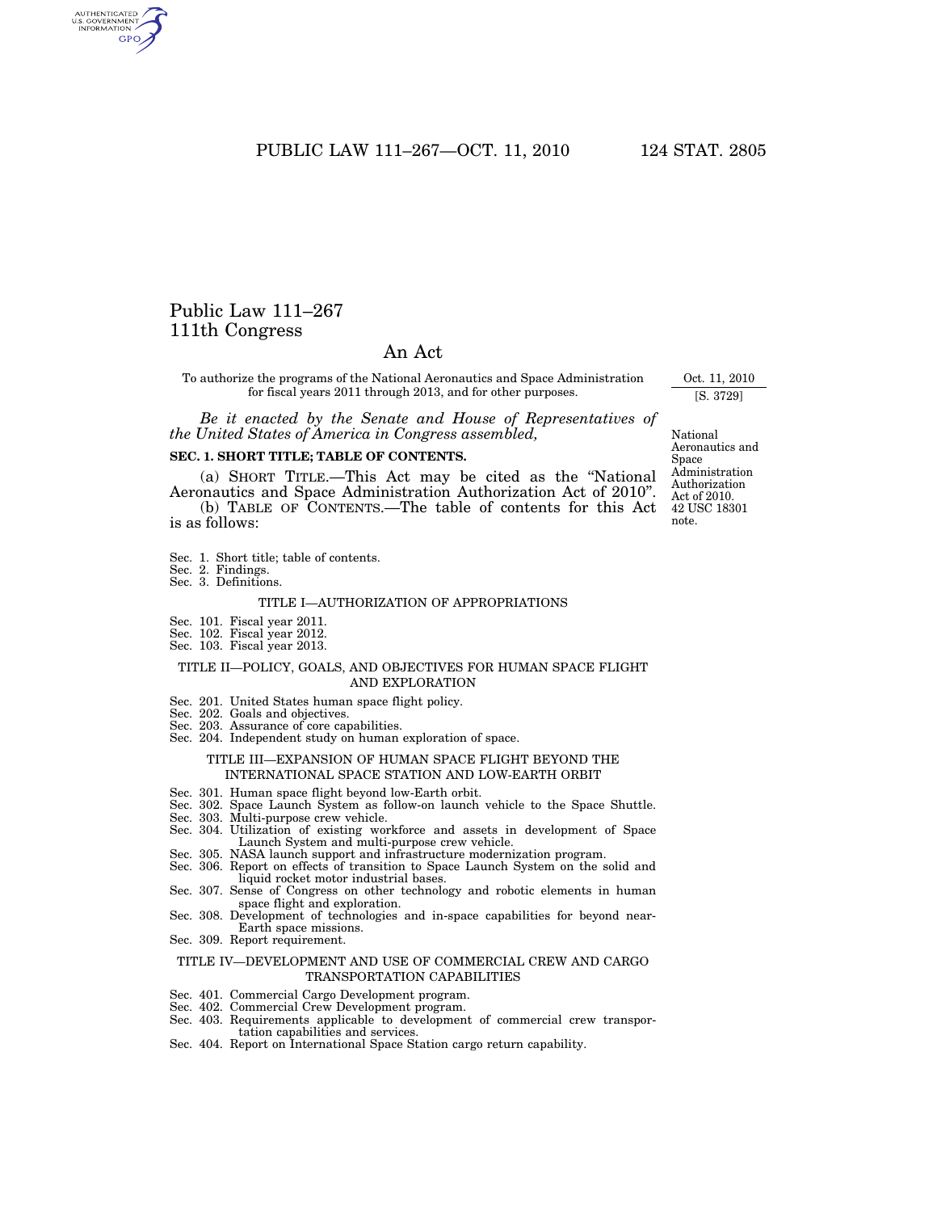Public Law 111–267
111th Congress

# An Act

To authorize the programs of the National Aeronautics and Space Administration for fiscal years 2011 through 2013, and for other purposes.

Oct. 11, 2010
[S. 3729]

*Be it enacted by the Senate and House of Representatives of the United States of America in Congress assembled,*

National Aeronautics and Space Administration Authorization Act of 2010.
42 USC 18301 note.

## SEC. 1. SHORT TITLE; TABLE OF CONTENTS.

(a) SHORT TITLE.—This Act may be cited as the "National Aeronautics and Space Administration Authorization Act of 2010".

(b) TABLE OF CONTENTS.—The table of contents for this Act is as follows:

Sec. 1. Short title; table of contents.
Sec. 2. Findings.
Sec. 3. Definitions.

TITLE I—AUTHORIZATION OF APPROPRIATIONS

Sec. 101. Fiscal year 2011.
Sec. 102. Fiscal year 2012.
Sec. 103. Fiscal year 2013.

TITLE II—POLICY, GOALS, AND OBJECTIVES FOR HUMAN SPACE FLIGHT AND EXPLORATION

Sec. 201. United States human space flight policy.
Sec. 202. Goals and objectives.
Sec. 203. Assurance of core capabilities.
Sec. 204. Independent study on human exploration of space.

TITLE III—EXPANSION OF HUMAN SPACE FLIGHT BEYOND THE INTERNATIONAL SPACE STATION AND LOW-EARTH ORBIT

Sec. 301. Human space flight beyond low-Earth orbit.
Sec. 302. Space Launch System as follow-on launch vehicle to the Space Shuttle.
Sec. 303. Multi-purpose crew vehicle.
Sec. 304. Utilization of existing workforce and assets in development of Space Launch System and multi-purpose crew vehicle.
Sec. 305. NASA launch support and infrastructure modernization program.
Sec. 306. Report on effects of transition to Space Launch System on the solid and liquid rocket motor industrial bases.
Sec. 307. Sense of Congress on other technology and robotic elements in human space flight and exploration.
Sec. 308. Development of technologies and in-space capabilities for beyond near-Earth space missions.
Sec. 309. Report requirement.

TITLE IV—DEVELOPMENT AND USE OF COMMERCIAL CREW AND CARGO TRANSPORTATION CAPABILITIES

Sec. 401. Commercial Cargo Development program.
Sec. 402. Commercial Crew Development program.
Sec. 403. Requirements applicable to development of commercial crew transportation capabilities and services.
Sec. 404. Report on International Space Station cargo return capability.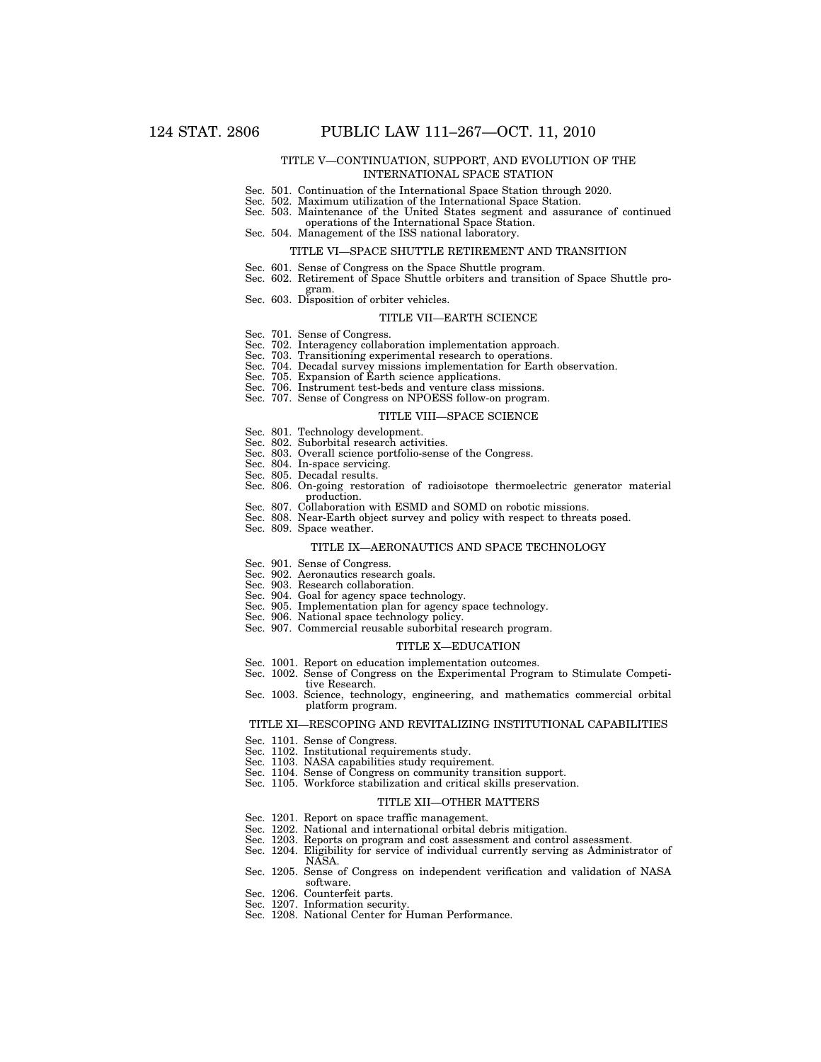### TITLE V—CONTINUATION, SUPPORT, AND EVOLUTION OF THE INTERNATIONAL SPACE STATION

Sec. 501. Continuation of the International Space Station through 2020.
Sec. 502. Maximum utilization of the International Space Station.
Sec. 503. Maintenance of the United States segment and assurance of continued operations of the International Space Station.
Sec. 504. Management of the ISS national laboratory.

### TITLE VI—SPACE SHUTTLE RETIREMENT AND TRANSITION

Sec. 601. Sense of Congress on the Space Shuttle program.
Sec. 602. Retirement of Space Shuttle orbiters and transition of Space Shuttle program.
Sec. 603. Disposition of orbiter vehicles.

### TITLE VII—EARTH SCIENCE

Sec. 701. Sense of Congress.
Sec. 702. Interagency collaboration implementation approach.
Sec. 703. Transitioning experimental research to operations.
Sec. 704. Decadal survey missions implementation for Earth observation.
Sec. 705. Expansion of Earth science applications.
Sec. 706. Instrument test-beds and venture class missions.
Sec. 707. Sense of Congress on NPOESS follow-on program.

### TITLE VIII—SPACE SCIENCE

Sec. 801. Technology development.
Sec. 802. Suborbital research activities.
Sec. 803. Overall science portfolio-sense of the Congress.
Sec. 804. In-space servicing.
Sec. 805. Decadal results.
Sec. 806. On-going restoration of radioisotope thermoelectric generator material production.
Sec. 807. Collaboration with ESMD and SOMD on robotic missions.
Sec. 808. Near-Earth object survey and policy with respect to threats posed.
Sec. 809. Space weather.

### TITLE IX—AERONAUTICS AND SPACE TECHNOLOGY

Sec. 901. Sense of Congress.
Sec. 902. Aeronautics research goals.
Sec. 903. Research collaboration.
Sec. 904. Goal for agency space technology.
Sec. 905. Implementation plan for agency space technology.
Sec. 906. National space technology policy.
Sec. 907. Commercial reusable suborbital research program.

### TITLE X—EDUCATION

Sec. 1001. Report on education implementation outcomes.
Sec. 1002. Sense of Congress on the Experimental Program to Stimulate Competitive Research.
Sec. 1003. Science, technology, engineering, and mathematics commercial orbital platform program.

### TITLE XI—RESCOPING AND REVITALIZING INSTITUTIONAL CAPABILITIES

Sec. 1101. Sense of Congress.
Sec. 1102. Institutional requirements study.
Sec. 1103. NASA capabilities study requirement.
Sec. 1104. Sense of Congress on community transition support.
Sec. 1105. Workforce stabilization and critical skills preservation.

### TITLE XII—OTHER MATTERS

Sec. 1201. Report on space traffic management.
Sec. 1202. National and international orbital debris mitigation.
Sec. 1203. Reports on program and cost assessment and control assessment.
Sec. 1204. Eligibility for service of individual currently serving as Administrator of NASA.
Sec. 1205. Sense of Congress on independent verification and validation of NASA software.
Sec. 1206. Counterfeit parts.
Sec. 1207. Information security.
Sec. 1208. National Center for Human Performance.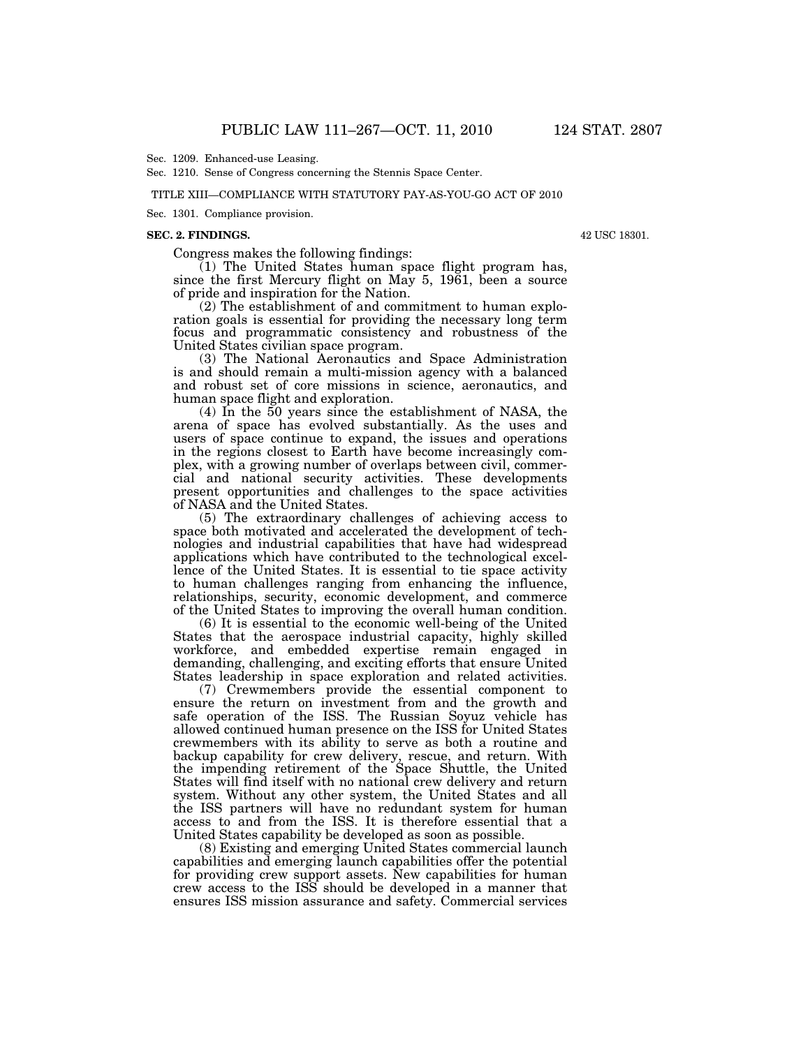Sec. 1209. Enhanced-use Leasing.

Sec. 1210. Sense of Congress concerning the Stennis Space Center.

TITLE XIII—COMPLIANCE WITH STATUTORY PAY-AS-YOU-GO ACT OF 2010

Sec. 1301. Compliance provision.

**SEC. 2. FINDINGS.**

42 USC 18301.

Congress makes the following findings:

(1) The United States human space flight program has, since the first Mercury flight on May 5, 1961, been a source of pride and inspiration for the Nation.

(2) The establishment of and commitment to human exploration goals is essential for providing the necessary long term focus and programmatic consistency and robustness of the United States civilian space program.

(3) The National Aeronautics and Space Administration is and should remain a multi-mission agency with a balanced and robust set of core missions in science, aeronautics, and human space flight and exploration.

(4) In the 50 years since the establishment of NASA, the arena of space has evolved substantially. As the uses and users of space continue to expand, the issues and operations in the regions closest to Earth have become increasingly complex, with a growing number of overlaps between civil, commercial and national security activities. These developments present opportunities and challenges to the space activities of NASA and the United States.

(5) The extraordinary challenges of achieving access to space both motivated and accelerated the development of technologies and industrial capabilities that have had widespread applications which have contributed to the technological excellence of the United States. It is essential to tie space activity to human challenges ranging from enhancing the influence, relationships, security, economic development, and commerce of the United States to improving the overall human condition.

(6) It is essential to the economic well-being of the United States that the aerospace industrial capacity, highly skilled workforce, and embedded expertise remain engaged in demanding, challenging, and exciting efforts that ensure United States leadership in space exploration and related activities.

(7) Crewmembers provide the essential component to ensure the return on investment from and the growth and safe operation of the ISS. The Russian Soyuz vehicle has allowed continued human presence on the ISS for United States crewmembers with its ability to serve as both a routine and backup capability for crew delivery, rescue, and return. With the impending retirement of the Space Shuttle, the United States will find itself with no national crew delivery and return system. Without any other system, the United States and all the ISS partners will have no redundant system for human access to and from the ISS. It is therefore essential that a United States capability be developed as soon as possible.

(8) Existing and emerging United States commercial launch capabilities and emerging launch capabilities offer the potential for providing crew support assets. New capabilities for human crew access to the ISS should be developed in a manner that ensures ISS mission assurance and safety. Commercial services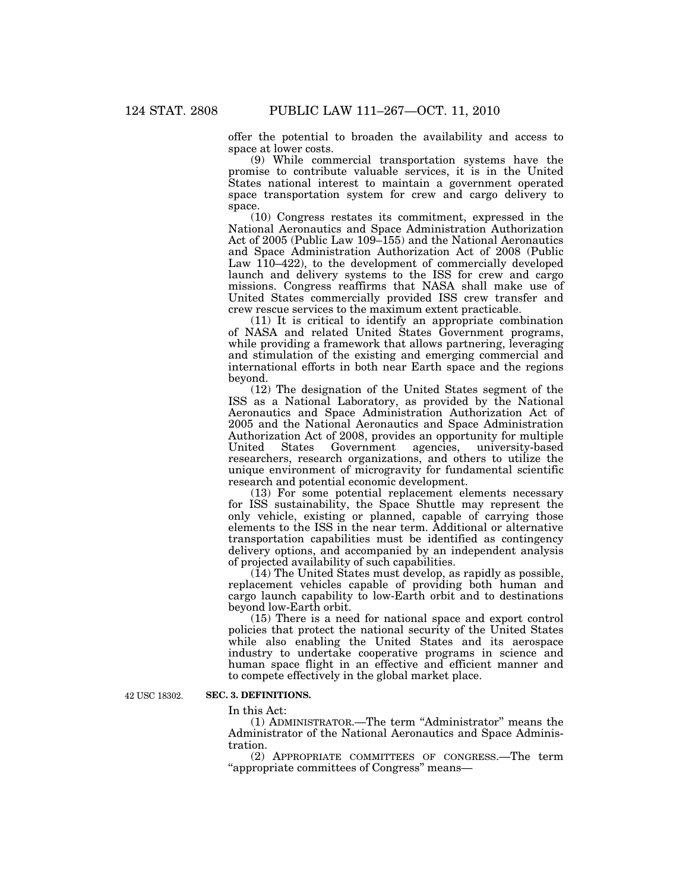offer the potential to broaden the availability and access to space at lower costs.

(9) While commercial transportation systems have the promise to contribute valuable services, it is in the United States national interest to maintain a government operated space transportation system for crew and cargo delivery to space.

(10) Congress restates its commitment, expressed in the National Aeronautics and Space Administration Authorization Act of 2005 (Public Law 109–155) and the National Aeronautics and Space Administration Authorization Act of 2008 (Public Law 110–422), to the development of commercially developed launch and delivery systems to the ISS for crew and cargo missions. Congress reaffirms that NASA shall make use of United States commercially provided ISS crew transfer and crew rescue services to the maximum extent practicable.

(11) It is critical to identify an appropriate combination of NASA and related United States Government programs, while providing a framework that allows partnering, leveraging and stimulation of the existing and emerging commercial and international efforts in both near Earth space and the regions beyond.

(12) The designation of the United States segment of the ISS as a National Laboratory, as provided by the National Aeronautics and Space Administration Authorization Act of 2005 and the National Aeronautics and Space Administration Authorization Act of 2008, provides an opportunity for multiple United States Government agencies, university-based researchers, research organizations, and others to utilize the unique environment of microgravity for fundamental scientific research and potential economic development.

(13) For some potential replacement elements necessary for ISS sustainability, the Space Shuttle may represent the only vehicle, existing or planned, capable of carrying those elements to the ISS in the near term. Additional or alternative transportation capabilities must be identified as contingency delivery options, and accompanied by an independent analysis of projected availability of such capabilities.

(14) The United States must develop, as rapidly as possible, replacement vehicles capable of providing both human and cargo launch capability to low-Earth orbit and to destinations beyond low-Earth orbit.

(15) There is a need for national space and export control policies that protect the national security of the United States while also enabling the United States and its aerospace industry to undertake cooperative programs in science and human space flight in an effective and efficient manner and to compete effectively in the global market place.

42 USC 18302.

**SEC. 3. DEFINITIONS.**

In this Act:

(1) ADMINISTRATOR.—The term "Administrator" means the Administrator of the National Aeronautics and Space Administration.

(2) APPROPRIATE COMMITTEES OF CONGRESS.—The term "appropriate committees of Congress" means—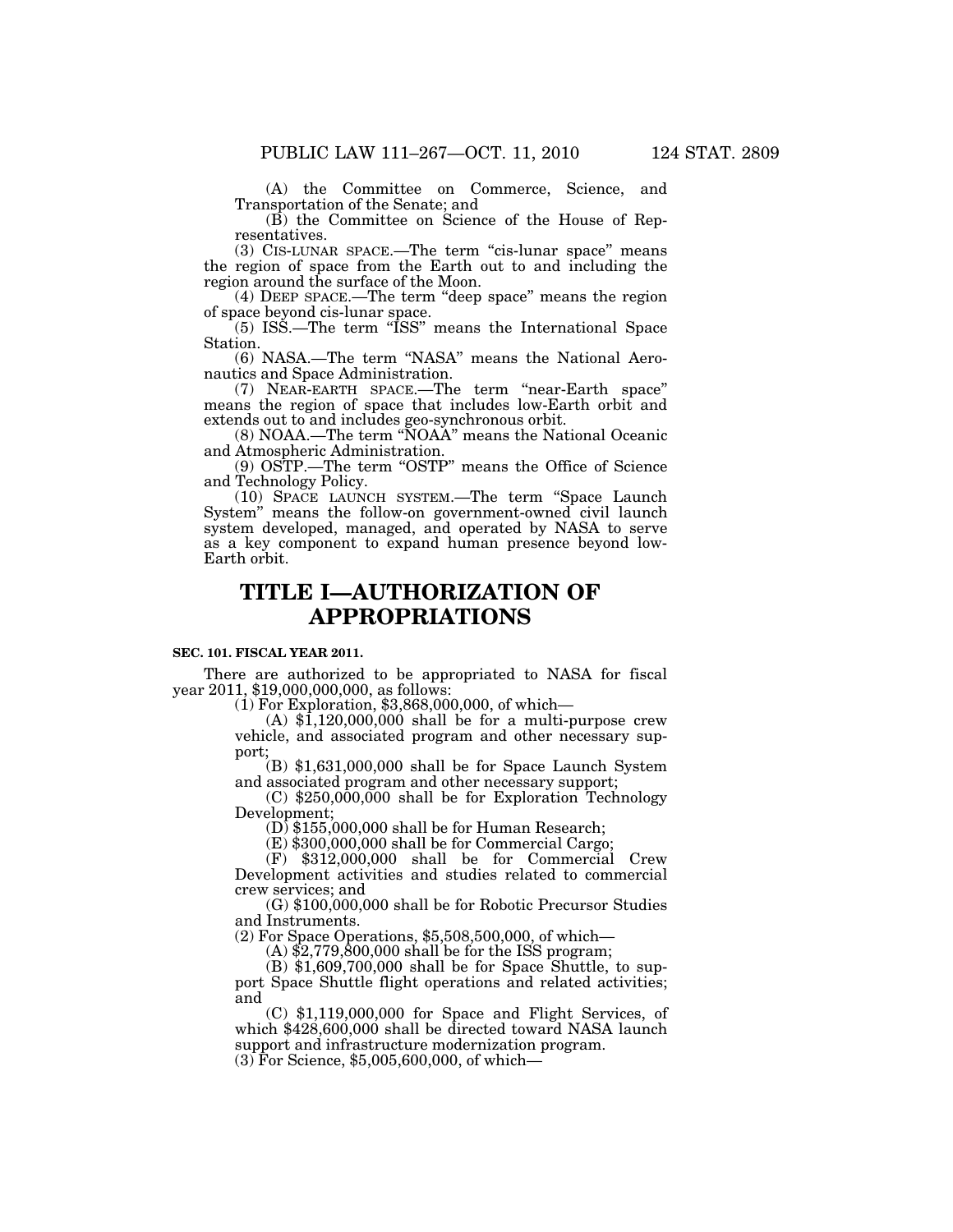(A) the Committee on Commerce, Science, and Transportation of the Senate; and

(B) the Committee on Science of the House of Representatives.

(3) CIS-LUNAR SPACE.—The term "cis-lunar space" means the region of space from the Earth out to and including the region around the surface of the Moon.

(4) DEEP SPACE.—The term "deep space" means the region of space beyond cis-lunar space.

(5) ISS.—The term "ISS" means the International Space Station.

(6) NASA.—The term "NASA" means the National Aeronautics and Space Administration.

(7) NEAR-EARTH SPACE.—The term "near-Earth space" means the region of space that includes low-Earth orbit and extends out to and includes geo-synchronous orbit.

(8) NOAA.—The term "NOAA" means the National Oceanic and Atmospheric Administration.

(9) OSTP.—The term "OSTP" means the Office of Science and Technology Policy.

(10) SPACE LAUNCH SYSTEM.—The term "Space Launch System" means the follow-on government-owned civil launch system developed, managed, and operated by NASA to serve as a key component to expand human presence beyond low-Earth orbit.

# TITLE I—AUTHORIZATION OF APPROPRIATIONS

**SEC. 101. FISCAL YEAR 2011.**

There are authorized to be appropriated to NASA for fiscal year 2011, $19,000,000,000, as follows:

(1) For Exploration, $3,868,000,000, of which—

(A) $1,120,000,000 shall be for a multi-purpose crew vehicle, and associated program and other necessary support;

(B) $1,631,000,000 shall be for Space Launch System and associated program and other necessary support;

(C) $250,000,000 shall be for Exploration Technology Development;

(D) $155,000,000 shall be for Human Research;

(E) $300,000,000 shall be for Commercial Cargo;

(F) $312,000,000 shall be for Commercial Crew Development activities and studies related to commercial crew services; and

(G) $100,000,000 shall be for Robotic Precursor Studies and Instruments.

(2) For Space Operations, $5,508,500,000, of which—

(A) $2,779,800,000 shall be for the ISS program;

(B) $1,609,700,000 shall be for Space Shuttle, to support Space Shuttle flight operations and related activities; and

(C) $1,119,000,000 for Space and Flight Services, of which $428,600,000 shall be directed toward NASA launch support and infrastructure modernization program.

(3) For Science, $5,005,600,000, of which—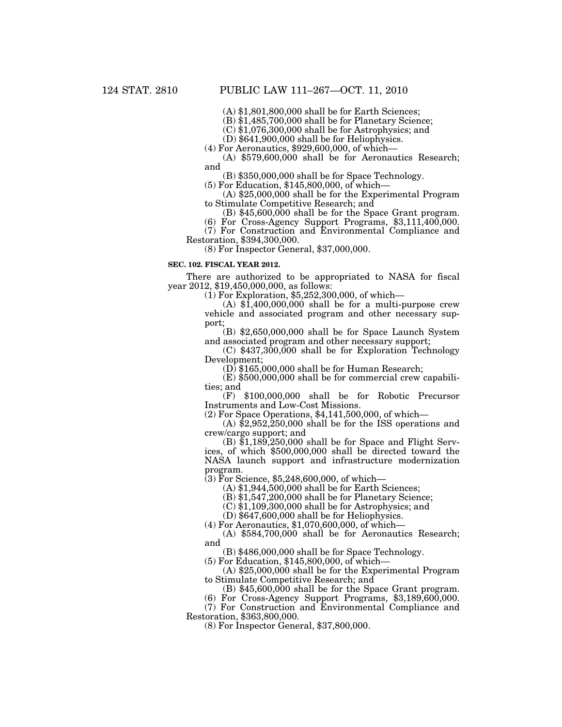(A) $1,801,800,000 shall be for Earth Sciences;

(B) $1,485,700,000 shall be for Planetary Science;

(C) $1,076,300,000 shall be for Astrophysics; and

(D) $641,900,000 shall be for Heliophysics.

(4) For Aeronautics, $929,600,000, of which—

(A) $579,600,000 shall be for Aeronautics Research; and

(B) $350,000,000 shall be for Space Technology.

(5) For Education, $145,800,000, of which—

(A) $25,000,000 shall be for the Experimental Program to Stimulate Competitive Research; and

(B) $45,600,000 shall be for the Space Grant program.

(6) For Cross-Agency Support Programs, $3,111,400,000.

(7) For Construction and Environmental Compliance and Restoration, $394,300,000.

(8) For Inspector General, $37,000,000.

**SEC. 102. FISCAL YEAR 2012.**

There are authorized to be appropriated to NASA for fiscal year 2012, $19,450,000,000, as follows:

(1) For Exploration, $5,252,300,000, of which—

(A) $1,400,000,000 shall be for a multi-purpose crew vehicle and associated program and other necessary support;

(B) $2,650,000,000 shall be for Space Launch System and associated program and other necessary support;

(C) $437,300,000 shall be for Exploration Technology Development;

(D) $165,000,000 shall be for Human Research;

(E) $500,000,000 shall be for commercial crew capabilities; and

(F) $100,000,000 shall be for Robotic Precursor Instruments and Low-Cost Missions.

(2) For Space Operations, $4,141,500,000, of which—

(A) $2,952,250,000 shall be for the ISS operations and crew/cargo support; and

(B) $1,189,250,000 shall be for Space and Flight Services, of which $500,000,000 shall be directed toward the NASA launch support and infrastructure modernization program.

(3) For Science, $5,248,600,000, of which—

(A) $1,944,500,000 shall be for Earth Sciences;

(B) $1,547,200,000 shall be for Planetary Science;

(C) $1,109,300,000 shall be for Astrophysics; and

(D) $647,600,000 shall be for Heliophysics.

(4) For Aeronautics, $1,070,600,000, of which—

(A) $584,700,000 shall be for Aeronautics Research; and

(B) $486,000,000 shall be for Space Technology.

(5) For Education, $145,800,000, of which—

(A) $25,000,000 shall be for the Experimental Program to Stimulate Competitive Research; and

(B) $45,600,000 shall be for the Space Grant program.

(6) For Cross-Agency Support Programs, $3,189,600,000.

(7) For Construction and Environmental Compliance and Restoration, $363,800,000.

(8) For Inspector General, $37,800,000.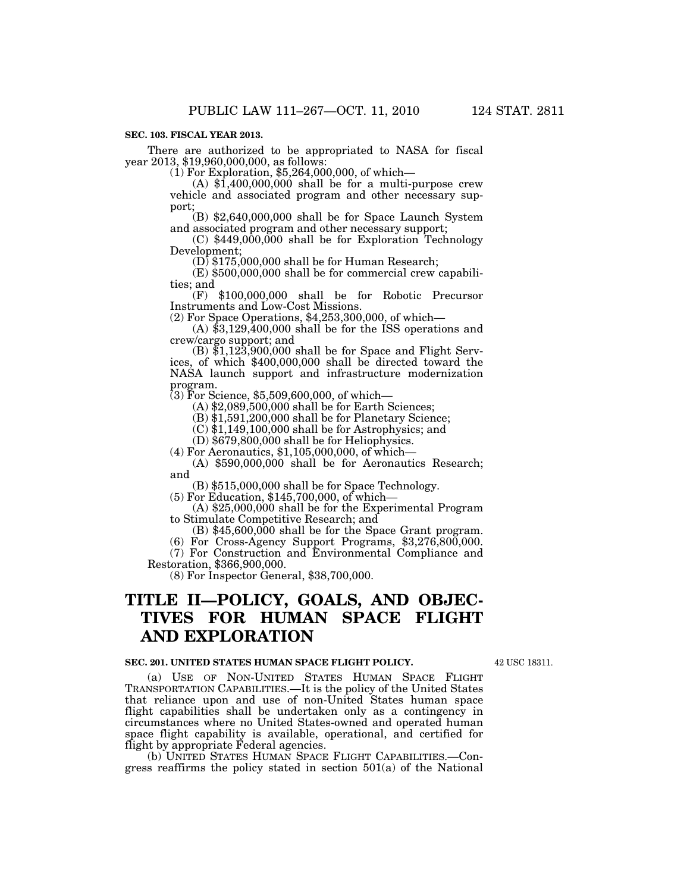**SEC. 103. FISCAL YEAR 2013.**

There are authorized to be appropriated to NASA for fiscal year 2013, $19,960,000,000, as follows:

(1) For Exploration, $5,264,000,000, of which—

(A) $1,400,000,000 shall be for a multi-purpose crew vehicle and associated program and other necessary support;

(B) $2,640,000,000 shall be for Space Launch System and associated program and other necessary support;

(C) $449,000,000 shall be for Exploration Technology Development;

(D) $175,000,000 shall be for Human Research;

(E) $500,000,000 shall be for commercial crew capabilities; and

(F) $100,000,000 shall be for Robotic Precursor Instruments and Low-Cost Missions.

(2) For Space Operations, $4,253,300,000, of which—

(A) $3,129,400,000 shall be for the ISS operations and crew/cargo support; and

(B) $1,123,900,000 shall be for Space and Flight Services, of which $400,000,000 shall be directed toward the NASA launch support and infrastructure modernization program.

(3) For Science, $5,509,600,000, of which—

(A) $2,089,500,000 shall be for Earth Sciences;

(B) $1,591,200,000 shall be for Planetary Science;

(C) $1,149,100,000 shall be for Astrophysics; and

(D) $679,800,000 shall be for Heliophysics.

(4) For Aeronautics, $1,105,000,000, of which—

(A) $590,000,000 shall be for Aeronautics Research; and

(B) $515,000,000 shall be for Space Technology.

(5) For Education, $145,700,000, of which—

(A) $25,000,000 shall be for the Experimental Program to Stimulate Competitive Research; and

(B) $45,600,000 shall be for the Space Grant program.

(6) For Cross-Agency Support Programs, $3,276,800,000.

(7) For Construction and Environmental Compliance and Restoration, $366,900,000.

(8) For Inspector General, $38,700,000.

# TITLE II—POLICY, GOALS, AND OBJECTIVES FOR HUMAN SPACE FLIGHT AND EXPLORATION

**SEC. 201. UNITED STATES HUMAN SPACE FLIGHT POLICY.**

42 USC 18311.

(a) USE OF NON-UNITED STATES HUMAN SPACE FLIGHT TRANSPORTATION CAPABILITIES.—It is the policy of the United States that reliance upon and use of non-United States human space flight capabilities shall be undertaken only as a contingency in circumstances where no United States-owned and operated human space flight capability is available, operational, and certified for flight by appropriate Federal agencies.

(b) UNITED STATES HUMAN SPACE FLIGHT CAPABILITIES.—Congress reaffirms the policy stated in section 501(a) of the National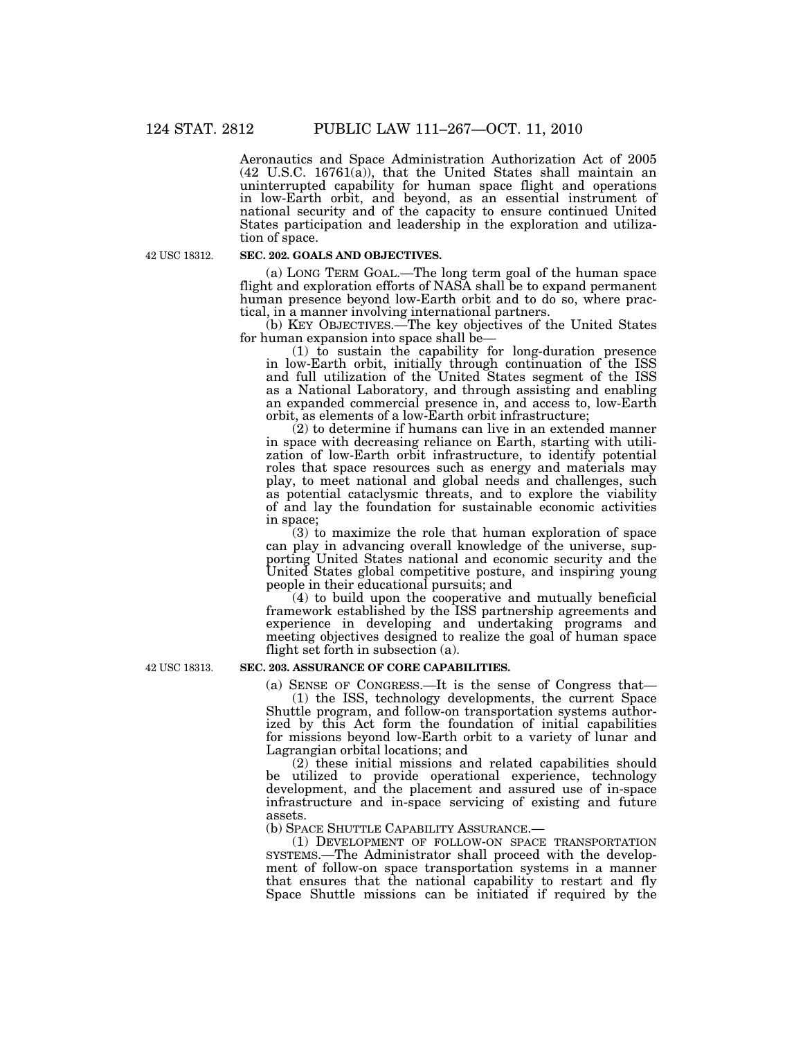Aeronautics and Space Administration Authorization Act of 2005 (42 U.S.C. 16761(a)), that the United States shall maintain an uninterrupted capability for human space flight and operations in low-Earth orbit, and beyond, as an essential instrument of national security and of the capacity to ensure continued United States participation and leadership in the exploration and utilization of space.

42 USC 18312.

**SEC. 202. GOALS AND OBJECTIVES.**

(a) LONG TERM GOAL.—The long term goal of the human space flight and exploration efforts of NASA shall be to expand permanent human presence beyond low-Earth orbit and to do so, where practical, in a manner involving international partners.

(b) KEY OBJECTIVES.—The key objectives of the United States for human expansion into space shall be—

(1) to sustain the capability for long-duration presence in low-Earth orbit, initially through continuation of the ISS and full utilization of the United States segment of the ISS as a National Laboratory, and through assisting and enabling an expanded commercial presence in, and access to, low-Earth orbit, as elements of a low-Earth orbit infrastructure;

(2) to determine if humans can live in an extended manner in space with decreasing reliance on Earth, starting with utilization of low-Earth orbit infrastructure, to identify potential roles that space resources such as energy and materials may play, to meet national and global needs and challenges, such as potential cataclysmic threats, and to explore the viability of and lay the foundation for sustainable economic activities in space;

(3) to maximize the role that human exploration of space can play in advancing overall knowledge of the universe, supporting United States national and economic security and the United States global competitive posture, and inspiring young people in their educational pursuits; and

(4) to build upon the cooperative and mutually beneficial framework established by the ISS partnership agreements and experience in developing and undertaking programs and meeting objectives designed to realize the goal of human space flight set forth in subsection (a).

42 USC 18313.

**SEC. 203. ASSURANCE OF CORE CAPABILITIES.**

(a) SENSE OF CONGRESS.—It is the sense of Congress that—

(1) the ISS, technology developments, the current Space Shuttle program, and follow-on transportation systems authorized by this Act form the foundation of initial capabilities for missions beyond low-Earth orbit to a variety of lunar and Lagrangian orbital locations; and

(2) these initial missions and related capabilities should be utilized to provide operational experience, technology development, and the placement and assured use of in-space infrastructure and in-space servicing of existing and future assets.

(b) SPACE SHUTTLE CAPABILITY ASSURANCE.—

(1) DEVELOPMENT OF FOLLOW-ON SPACE TRANSPORTATION SYSTEMS.—The Administrator shall proceed with the development of follow-on space transportation systems in a manner that ensures that the national capability to restart and fly Space Shuttle missions can be initiated if required by the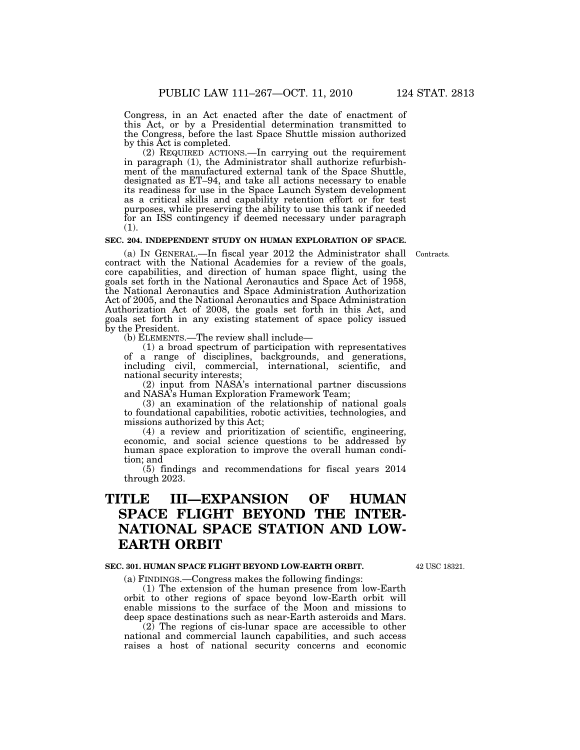Congress, in an Act enacted after the date of enactment of this Act, or by a Presidential determination transmitted to the Congress, before the last Space Shuttle mission authorized by this Act is completed.

(2) REQUIRED ACTIONS.—In carrying out the requirement in paragraph (1), the Administrator shall authorize refurbishment of the manufactured external tank of the Space Shuttle, designated as ET–94, and take all actions necessary to enable its readiness for use in the Space Launch System development as a critical skills and capability retention effort or for test purposes, while preserving the ability to use this tank if needed for an ISS contingency if deemed necessary under paragraph (1).

**SEC. 204. INDEPENDENT STUDY ON HUMAN EXPLORATION OF SPACE.**

Contracts.

(a) IN GENERAL.—In fiscal year 2012 the Administrator shall contract with the National Academies for a review of the goals, core capabilities, and direction of human space flight, using the goals set forth in the National Aeronautics and Space Act of 1958, the National Aeronautics and Space Administration Authorization Act of 2005, and the National Aeronautics and Space Administration Authorization Act of 2008, the goals set forth in this Act, and goals set forth in any existing statement of space policy issued by the President.

(b) ELEMENTS.—The review shall include—

(1) a broad spectrum of participation with representatives of a range of disciplines, backgrounds, and generations, including civil, commercial, international, scientific, and national security interests;

(2) input from NASA's international partner discussions and NASA's Human Exploration Framework Team;

(3) an examination of the relationship of national goals to foundational capabilities, robotic activities, technologies, and missions authorized by this Act;

(4) a review and prioritization of scientific, engineering, economic, and social science questions to be addressed by human space exploration to improve the overall human condition; and

(5) findings and recommendations for fiscal years 2014 through 2023.

# TITLE III—EXPANSION OF HUMAN SPACE FLIGHT BEYOND THE INTERNATIONAL SPACE STATION AND LOW-EARTH ORBIT

**SEC. 301. HUMAN SPACE FLIGHT BEYOND LOW-EARTH ORBIT.**

42 USC 18321.

(a) FINDINGS.—Congress makes the following findings:

(1) The extension of the human presence from low-Earth orbit to other regions of space beyond low-Earth orbit will enable missions to the surface of the Moon and missions to deep space destinations such as near-Earth asteroids and Mars.

(2) The regions of cis-lunar space are accessible to other national and commercial launch capabilities, and such access raises a host of national security concerns and economic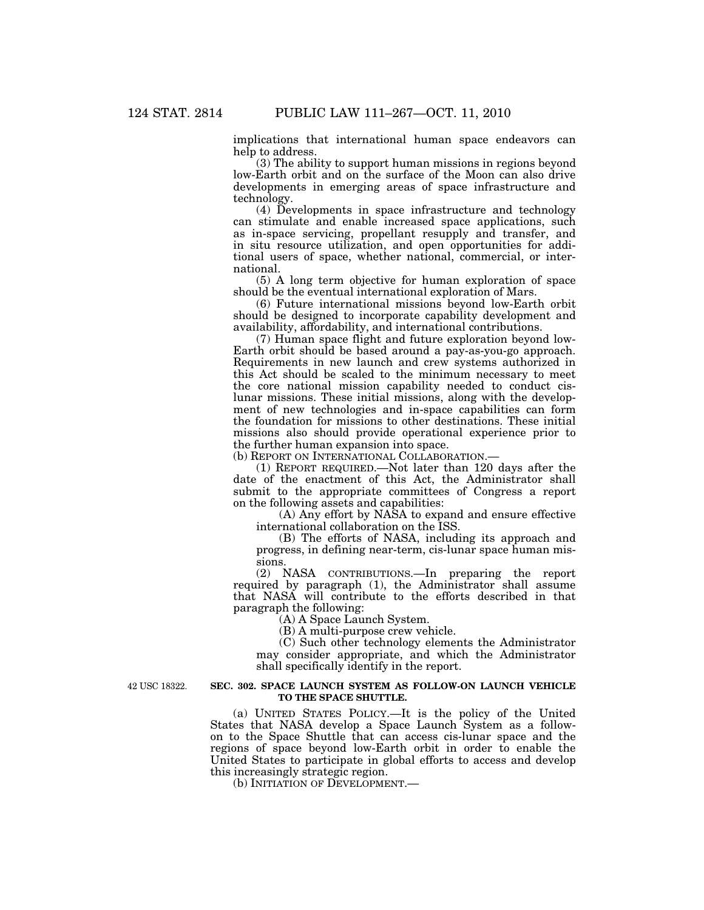implications that international human space endeavors can help to address.

(3) The ability to support human missions in regions beyond low-Earth orbit and on the surface of the Moon can also drive developments in emerging areas of space infrastructure and technology.

(4) Developments in space infrastructure and technology can stimulate and enable increased space applications, such as in-space servicing, propellant resupply and transfer, and in situ resource utilization, and open opportunities for additional users of space, whether national, commercial, or international.

(5) A long term objective for human exploration of space should be the eventual international exploration of Mars.

(6) Future international missions beyond low-Earth orbit should be designed to incorporate capability development and availability, affordability, and international contributions.

(7) Human space flight and future exploration beyond low-Earth orbit should be based around a pay-as-you-go approach. Requirements in new launch and crew systems authorized in this Act should be scaled to the minimum necessary to meet the core national mission capability needed to conduct cis-lunar missions. These initial missions, along with the development of new technologies and in-space capabilities can form the foundation for missions to other destinations. These initial missions also should provide operational experience prior to the further human expansion into space.

(b) REPORT ON INTERNATIONAL COLLABORATION.—

(1) REPORT REQUIRED.—Not later than 120 days after the date of the enactment of this Act, the Administrator shall submit to the appropriate committees of Congress a report on the following assets and capabilities:

(A) Any effort by NASA to expand and ensure effective international collaboration on the ISS.

(B) The efforts of NASA, including its approach and progress, in defining near-term, cis-lunar space human missions.

(2) NASA CONTRIBUTIONS.—In preparing the report required by paragraph (1), the Administrator shall assume that NASA will contribute to the efforts described in that paragraph the following:

(A) A Space Launch System.

(B) A multi-purpose crew vehicle.

(C) Such other technology elements the Administrator may consider appropriate, and which the Administrator shall specifically identify in the report.

42 USC 18322.

**SEC. 302. SPACE LAUNCH SYSTEM AS FOLLOW-ON LAUNCH VEHICLE TO THE SPACE SHUTTLE.**

(a) UNITED STATES POLICY.—It is the policy of the United States that NASA develop a Space Launch System as a follow-on to the Space Shuttle that can access cis-lunar space and the regions of space beyond low-Earth orbit in order to enable the United States to participate in global efforts to access and develop this increasingly strategic region.

(b) INITIATION OF DEVELOPMENT.—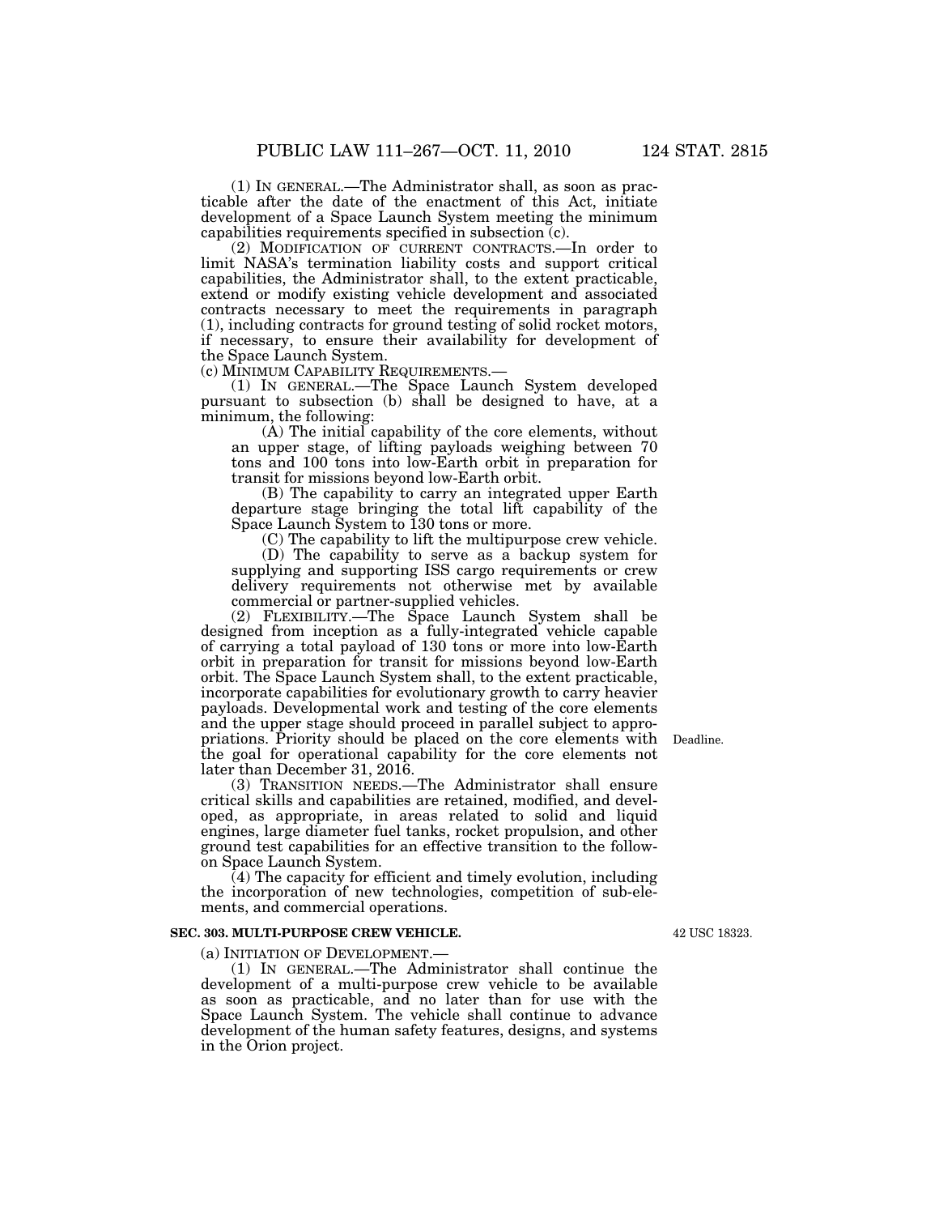(1) IN GENERAL.—The Administrator shall, as soon as practicable after the date of the enactment of this Act, initiate development of a Space Launch System meeting the minimum capabilities requirements specified in subsection (c).

(2) MODIFICATION OF CURRENT CONTRACTS.—In order to limit NASA's termination liability costs and support critical capabilities, the Administrator shall, to the extent practicable, extend or modify existing vehicle development and associated contracts necessary to meet the requirements in paragraph (1), including contracts for ground testing of solid rocket motors, if necessary, to ensure their availability for development of the Space Launch System.

(c) MINIMUM CAPABILITY REQUIREMENTS.—

(1) IN GENERAL.—The Space Launch System developed pursuant to subsection (b) shall be designed to have, at a minimum, the following:

(A) The initial capability of the core elements, without an upper stage, of lifting payloads weighing between 70 tons and 100 tons into low-Earth orbit in preparation for transit for missions beyond low-Earth orbit.

(B) The capability to carry an integrated upper Earth departure stage bringing the total lift capability of the Space Launch System to 130 tons or more.

(C) The capability to lift the multipurpose crew vehicle.

(D) The capability to serve as a backup system for supplying and supporting ISS cargo requirements or crew delivery requirements not otherwise met by available commercial or partner-supplied vehicles.

(2) FLEXIBILITY.—The Space Launch System shall be designed from inception as a fully-integrated vehicle capable of carrying a total payload of 130 tons or more into low-Earth orbit in preparation for transit for missions beyond low-Earth orbit. The Space Launch System shall, to the extent practicable, incorporate capabilities for evolutionary growth to carry heavier payloads. Developmental work and testing of the core elements and the upper stage should proceed in parallel subject to appropriations. Priority should be placed on the core elements with the goal for operational capability for the core elements not later than December 31, 2016.

Deadline.

(3) TRANSITION NEEDS.—The Administrator shall ensure critical skills and capabilities are retained, modified, and developed, as appropriate, in areas related to solid and liquid engines, large diameter fuel tanks, rocket propulsion, and other ground test capabilities for an effective transition to the follow-on Space Launch System.

(4) The capacity for efficient and timely evolution, including the incorporation of new technologies, competition of sub-elements, and commercial operations.

**SEC. 303. MULTI-PURPOSE CREW VEHICLE.**

42 USC 18323.

(a) INITIATION OF DEVELOPMENT.—

(1) IN GENERAL.—The Administrator shall continue the development of a multi-purpose crew vehicle to be available as soon as practicable, and no later than for use with the Space Launch System. The vehicle shall continue to advance development of the human safety features, designs, and systems in the Orion project.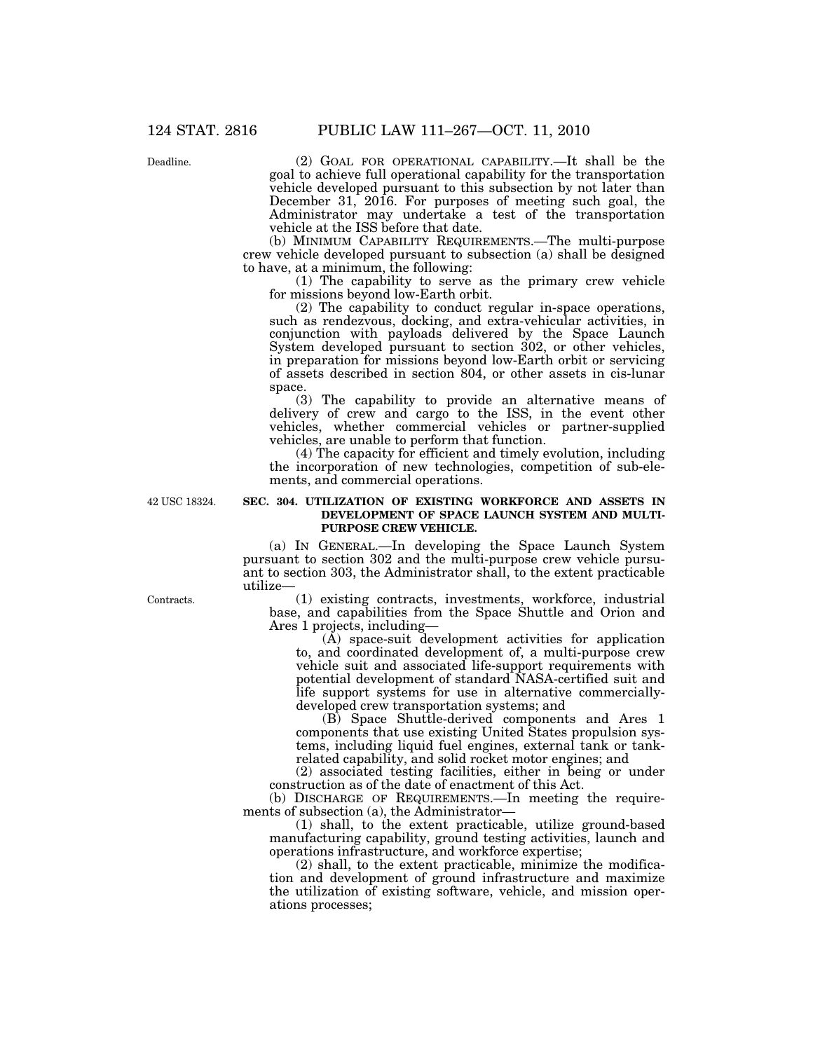(2) GOAL FOR OPERATIONAL CAPABILITY.—It shall be the goal to achieve full operational capability for the transportation vehicle developed pursuant to this subsection by not later than December 31, 2016. For purposes of meeting such goal, the Administrator may undertake a test of the transportation vehicle at the ISS before that date.

(b) MINIMUM CAPABILITY REQUIREMENTS.—The multi-purpose crew vehicle developed pursuant to subsection (a) shall be designed to have, at a minimum, the following:

(1) The capability to serve as the primary crew vehicle for missions beyond low-Earth orbit.

(2) The capability to conduct regular in-space operations, such as rendezvous, docking, and extra-vehicular activities, in conjunction with payloads delivered by the Space Launch System developed pursuant to section 302, or other vehicles, in preparation for missions beyond low-Earth orbit or servicing of assets described in section 804, or other assets in cis-lunar space.

(3) The capability to provide an alternative means of delivery of crew and cargo to the ISS, in the event other vehicles, whether commercial vehicles or partner-supplied vehicles, are unable to perform that function.

(4) The capacity for efficient and timely evolution, including the incorporation of new technologies, competition of sub-elements, and commercial operations.

### SEC. 304. UTILIZATION OF EXISTING WORKFORCE AND ASSETS IN DEVELOPMENT OF SPACE LAUNCH SYSTEM AND MULTI-PURPOSE CREW VEHICLE.

(a) IN GENERAL.—In developing the Space Launch System pursuant to section 302 and the multi-purpose crew vehicle pursuant to section 303, the Administrator shall, to the extent practicable utilize—

(1) existing contracts, investments, workforce, industrial base, and capabilities from the Space Shuttle and Orion and Ares 1 projects, including—

(A) space-suit development activities for application to, and coordinated development of, a multi-purpose crew vehicle suit and associated life-support requirements with potential development of standard NASA-certified suit and life support systems for use in alternative commercially-developed crew transportation systems; and

(B) Space Shuttle-derived components and Ares 1 components that use existing United States propulsion systems, including liquid fuel engines, external tank or tank-related capability, and solid rocket motor engines; and

(2) associated testing facilities, either in being or under construction as of the date of enactment of this Act.

(b) DISCHARGE OF REQUIREMENTS.—In meeting the requirements of subsection (a), the Administrator—

(1) shall, to the extent practicable, utilize ground-based manufacturing capability, ground testing activities, launch and operations infrastructure, and workforce expertise;

(2) shall, to the extent practicable, minimize the modification and development of ground infrastructure and maximize the utilization of existing software, vehicle, and mission operations processes;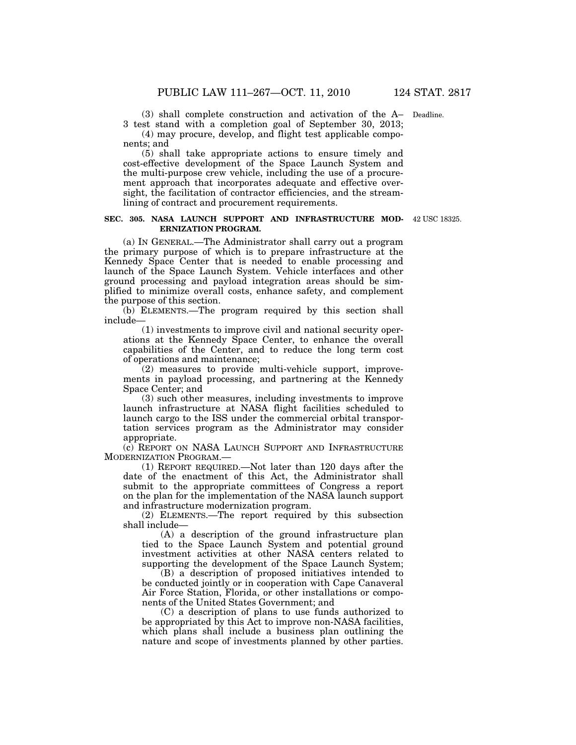(3) shall complete construction and activation of the A–3 test stand with a completion goal of September 30, 2013;

(4) may procure, develop, and flight test applicable components; and

(5) shall take appropriate actions to ensure timely and cost-effective development of the Space Launch System and the multi-purpose crew vehicle, including the use of a procurement approach that incorporates adequate and effective oversight, the facilitation of contractor efficiencies, and the streamlining of contract and procurement requirements.

Deadline.

**SEC. 305. NASA LAUNCH SUPPORT AND INFRASTRUCTURE MODERNIZATION PROGRAM.**

42 USC 18325.

(a) IN GENERAL.—The Administrator shall carry out a program the primary purpose of which is to prepare infrastructure at the Kennedy Space Center that is needed to enable processing and launch of the Space Launch System. Vehicle interfaces and other ground processing and payload integration areas should be simplified to minimize overall costs, enhance safety, and complement the purpose of this section.

(b) ELEMENTS.—The program required by this section shall include—

(1) investments to improve civil and national security operations at the Kennedy Space Center, to enhance the overall capabilities of the Center, and to reduce the long term cost of operations and maintenance;

(2) measures to provide multi-vehicle support, improvements in payload processing, and partnering at the Kennedy Space Center; and

(3) such other measures, including investments to improve launch infrastructure at NASA flight facilities scheduled to launch cargo to the ISS under the commercial orbital transportation services program as the Administrator may consider appropriate.

(c) REPORT ON NASA LAUNCH SUPPORT AND INFRASTRUCTURE MODERNIZATION PROGRAM.—

(1) REPORT REQUIRED.—Not later than 120 days after the date of the enactment of this Act, the Administrator shall submit to the appropriate committees of Congress a report on the plan for the implementation of the NASA launch support and infrastructure modernization program.

(2) ELEMENTS.—The report required by this subsection shall include—

(A) a description of the ground infrastructure plan tied to the Space Launch System and potential ground investment activities at other NASA centers related to supporting the development of the Space Launch System;

(B) a description of proposed initiatives intended to be conducted jointly or in cooperation with Cape Canaveral Air Force Station, Florida, or other installations or components of the United States Government; and

(C) a description of plans to use funds authorized to be appropriated by this Act to improve non-NASA facilities, which plans shall include a business plan outlining the nature and scope of investments planned by other parties.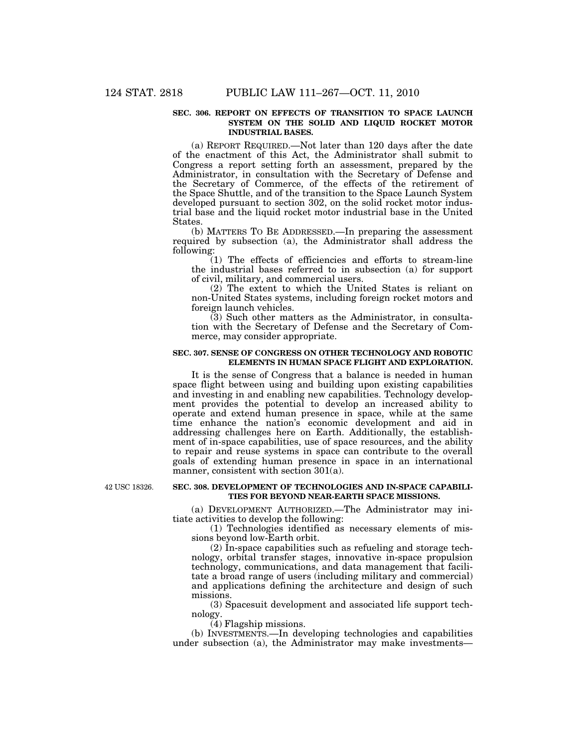**SEC. 306. REPORT ON EFFECTS OF TRANSITION TO SPACE LAUNCH SYSTEM ON THE SOLID AND LIQUID ROCKET MOTOR INDUSTRIAL BASES.**

(a) REPORT REQUIRED.—Not later than 120 days after the date of the enactment of this Act, the Administrator shall submit to Congress a report setting forth an assessment, prepared by the Administrator, in consultation with the Secretary of Defense and the Secretary of Commerce, of the effects of the retirement of the Space Shuttle, and of the transition to the Space Launch System developed pursuant to section 302, on the solid rocket motor industrial base and the liquid rocket motor industrial base in the United States.

(b) MATTERS TO BE ADDRESSED.—In preparing the assessment required by subsection (a), the Administrator shall address the following:

(1) The effects of efficiencies and efforts to stream-line the industrial bases referred to in subsection (a) for support of civil, military, and commercial users.

(2) The extent to which the United States is reliant on non-United States systems, including foreign rocket motors and foreign launch vehicles.

(3) Such other matters as the Administrator, in consultation with the Secretary of Defense and the Secretary of Commerce, may consider appropriate.

**SEC. 307. SENSE OF CONGRESS ON OTHER TECHNOLOGY AND ROBOTIC ELEMENTS IN HUMAN SPACE FLIGHT AND EXPLORATION.**

It is the sense of Congress that a balance is needed in human space flight between using and building upon existing capabilities and investing in and enabling new capabilities. Technology development provides the potential to develop an increased ability to operate and extend human presence in space, while at the same time enhance the nation's economic development and aid in addressing challenges here on Earth. Additionally, the establishment of in-space capabilities, use of space resources, and the ability to repair and reuse systems in space can contribute to the overall goals of extending human presence in space in an international manner, consistent with section 301(a).

42 USC 18326.

**SEC. 308. DEVELOPMENT OF TECHNOLOGIES AND IN-SPACE CAPABILITIES FOR BEYOND NEAR-EARTH SPACE MISSIONS.**

(a) DEVELOPMENT AUTHORIZED.—The Administrator may initiate activities to develop the following:

(1) Technologies identified as necessary elements of missions beyond low-Earth orbit.

(2) In-space capabilities such as refueling and storage technology, orbital transfer stages, innovative in-space propulsion technology, communications, and data management that facilitate a broad range of users (including military and commercial) and applications defining the architecture and design of such missions.

(3) Spacesuit development and associated life support technology.

(4) Flagship missions.

(b) INVESTMENTS.—In developing technologies and capabilities under subsection (a), the Administrator may make investments—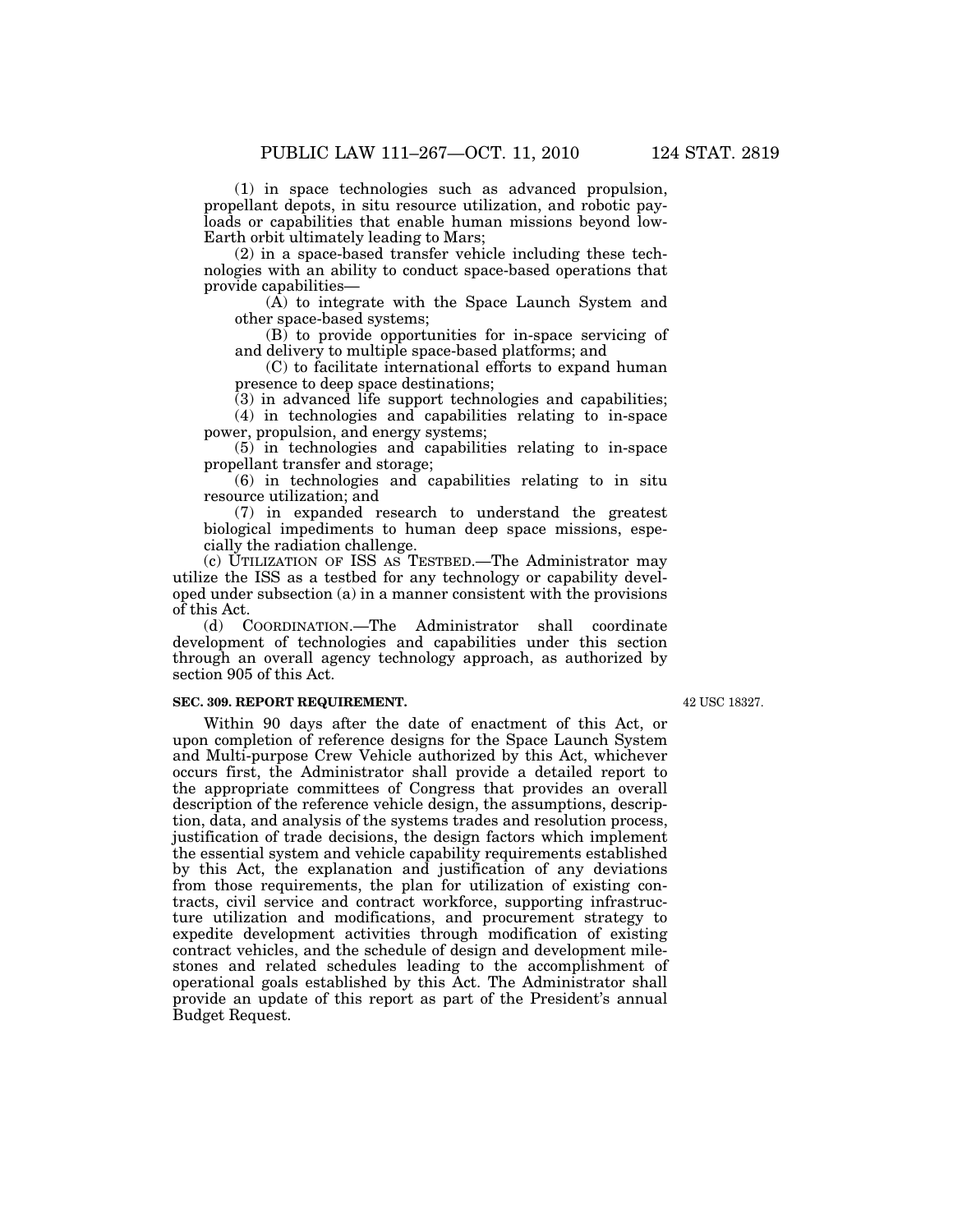(1) in space technologies such as advanced propulsion, propellant depots, in situ resource utilization, and robotic payloads or capabilities that enable human missions beyond low-Earth orbit ultimately leading to Mars;

(2) in a space-based transfer vehicle including these technologies with an ability to conduct space-based operations that provide capabilities—

(A) to integrate with the Space Launch System and other space-based systems;

(B) to provide opportunities for in-space servicing of and delivery to multiple space-based platforms; and

(C) to facilitate international efforts to expand human presence to deep space destinations;

(3) in advanced life support technologies and capabilities;

(4) in technologies and capabilities relating to in-space power, propulsion, and energy systems;

(5) in technologies and capabilities relating to in-space propellant transfer and storage;

(6) in technologies and capabilities relating to in situ resource utilization; and

(7) in expanded research to understand the greatest biological impediments to human deep space missions, especially the radiation challenge.

(c) UTILIZATION OF ISS AS TESTBED.—The Administrator may utilize the ISS as a testbed for any technology or capability developed under subsection (a) in a manner consistent with the provisions of this Act.

(d) COORDINATION.—The Administrator shall coordinate development of technologies and capabilities under this section through an overall agency technology approach, as authorized by section 905 of this Act.

**SEC. 309. REPORT REQUIREMENT.**

42 USC 18327.

Within 90 days after the date of enactment of this Act, or upon completion of reference designs for the Space Launch System and Multi-purpose Crew Vehicle authorized by this Act, whichever occurs first, the Administrator shall provide a detailed report to the appropriate committees of Congress that provides an overall description of the reference vehicle design, the assumptions, description, data, and analysis of the systems trades and resolution process, justification of trade decisions, the design factors which implement the essential system and vehicle capability requirements established by this Act, the explanation and justification of any deviations from those requirements, the plan for utilization of existing contracts, civil service and contract workforce, supporting infrastructure utilization and modifications, and procurement strategy to expedite development activities through modification of existing contract vehicles, and the schedule of design and development milestones and related schedules leading to the accomplishment of operational goals established by this Act. The Administrator shall provide an update of this report as part of the President's annual Budget Request.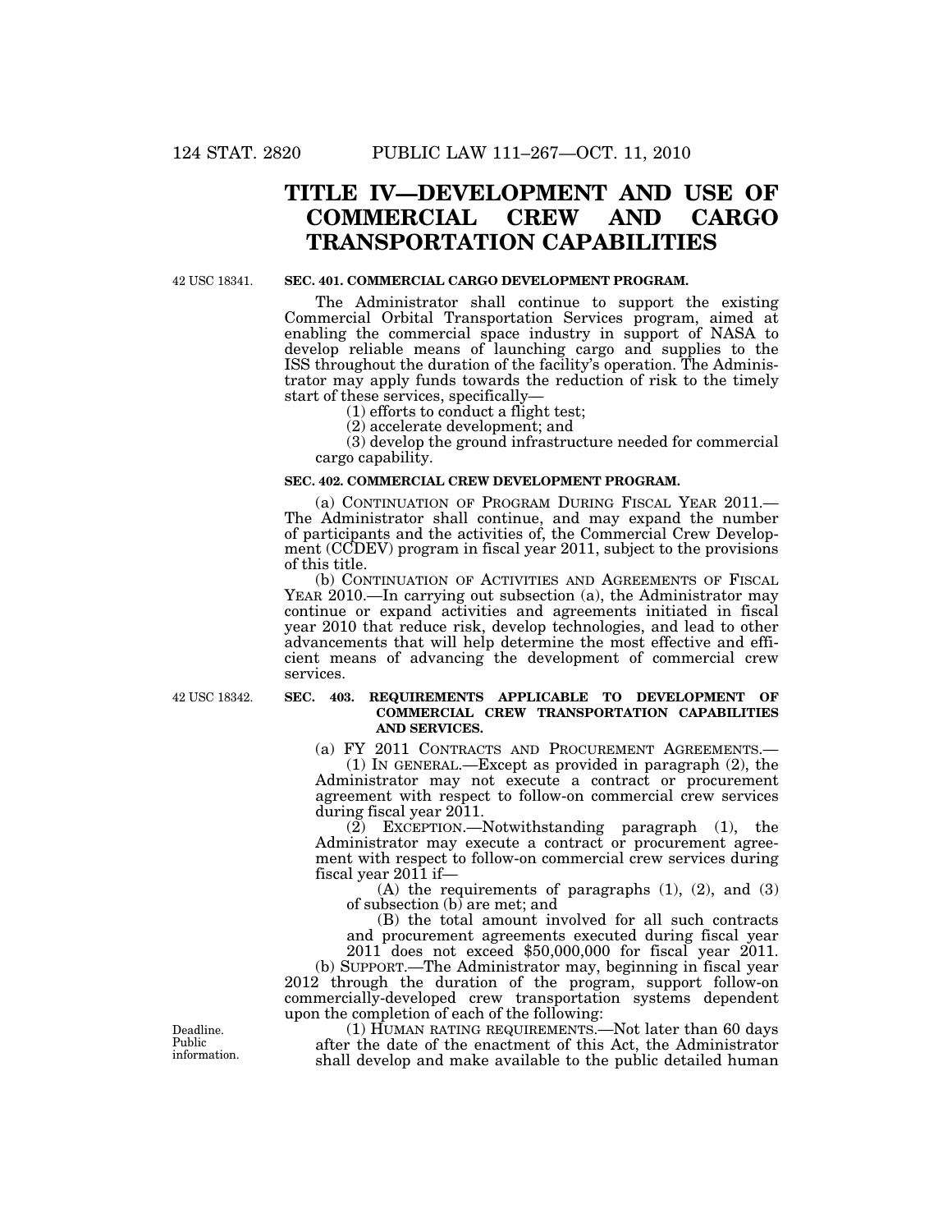# TITLE IV—DEVELOPMENT AND USE OF COMMERCIAL CREW AND CARGO TRANSPORTATION CAPABILITIES

42 USC 18341.

**SEC. 401. COMMERCIAL CARGO DEVELOPMENT PROGRAM.**

The Administrator shall continue to support the existing Commercial Orbital Transportation Services program, aimed at enabling the commercial space industry in support of NASA to develop reliable means of launching cargo and supplies to the ISS throughout the duration of the facility's operation. The Administrator may apply funds towards the reduction of risk to the timely start of these services, specifically—

(1) efforts to conduct a flight test;

(2) accelerate development; and

(3) develop the ground infrastructure needed for commercial cargo capability.

**SEC. 402. COMMERCIAL CREW DEVELOPMENT PROGRAM.**

(a) CONTINUATION OF PROGRAM DURING FISCAL YEAR 2011.—The Administrator shall continue, and may expand the number of participants and the activities of, the Commercial Crew Development (CCDEV) program in fiscal year 2011, subject to the provisions of this title.

(b) CONTINUATION OF ACTIVITIES AND AGREEMENTS OF FISCAL YEAR 2010.—In carrying out subsection (a), the Administrator may continue or expand activities and agreements initiated in fiscal year 2010 that reduce risk, develop technologies, and lead to other advancements that will help determine the most effective and efficient means of advancing the development of commercial crew services.

42 USC 18342.

**SEC. 403. REQUIREMENTS APPLICABLE TO DEVELOPMENT OF COMMERCIAL CREW TRANSPORTATION CAPABILITIES AND SERVICES.**

(a) FY 2011 CONTRACTS AND PROCUREMENT AGREEMENTS.—

(1) IN GENERAL.—Except as provided in paragraph (2), the Administrator may not execute a contract or procurement agreement with respect to follow-on commercial crew services during fiscal year 2011.

(2) EXCEPTION.—Notwithstanding paragraph (1), the Administrator may execute a contract or procurement agreement with respect to follow-on commercial crew services during fiscal year 2011 if—

(A) the requirements of paragraphs (1), (2), and (3) of subsection (b) are met; and

(B) the total amount involved for all such contracts and procurement agreements executed during fiscal year 2011 does not exceed $50,000,000 for fiscal year 2011.

(b) SUPPORT.—The Administrator may, beginning in fiscal year 2012 through the duration of the program, support follow-on commercially-developed crew transportation systems dependent upon the completion of each of the following:

Deadline. Public information.

(1) HUMAN RATING REQUIREMENTS.—Not later than 60 days after the date of the enactment of this Act, the Administrator shall develop and make available to the public detailed human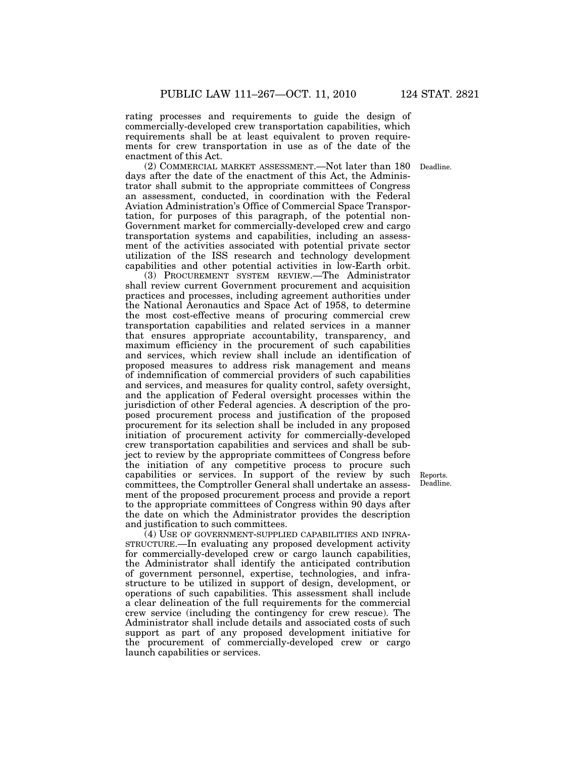rating processes and requirements to guide the design of commercially-developed crew transportation capabilities, which requirements shall be at least equivalent to proven requirements for crew transportation in use as of the date of the enactment of this Act.

(2) COMMERCIAL MARKET ASSESSMENT.—Not later than 180 days after the date of the enactment of this Act, the Administrator shall submit to the appropriate committees of Congress an assessment, conducted, in coordination with the Federal Aviation Administration's Office of Commercial Space Transportation, for purposes of this paragraph, of the potential non-Government market for commercially-developed crew and cargo transportation systems and capabilities, including an assessment of the activities associated with potential private sector utilization of the ISS research and technology development capabilities and other potential activities in low-Earth orbit.

Deadline.

(3) PROCUREMENT SYSTEM REVIEW.—The Administrator shall review current Government procurement and acquisition practices and processes, including agreement authorities under the National Aeronautics and Space Act of 1958, to determine the most cost-effective means of procuring commercial crew transportation capabilities and related services in a manner that ensures appropriate accountability, transparency, and maximum efficiency in the procurement of such capabilities and services, which review shall include an identification of proposed measures to address risk management and means of indemnification of commercial providers of such capabilities and services, and measures for quality control, safety oversight, and the application of Federal oversight processes within the jurisdiction of other Federal agencies. A description of the proposed procurement process and justification of the proposed procurement for its selection shall be included in any proposed initiation of procurement activity for commercially-developed crew transportation capabilities and services and shall be subject to review by the appropriate committees of Congress before the initiation of any competitive process to procure such capabilities or services. In support of the review by such committees, the Comptroller General shall undertake an assessment of the proposed procurement process and provide a report to the appropriate committees of Congress within 90 days after the date on which the Administrator provides the description and justification to such committees.

Reports.
Deadline.

(4) USE OF GOVERNMENT-SUPPLIED CAPABILITIES AND INFRASTRUCTURE.—In evaluating any proposed development activity for commercially-developed crew or cargo launch capabilities, the Administrator shall identify the anticipated contribution of government personnel, expertise, technologies, and infrastructure to be utilized in support of design, development, or operations of such capabilities. This assessment shall include a clear delineation of the full requirements for the commercial crew service (including the contingency for crew rescue). The Administrator shall include details and associated costs of such support as part of any proposed development initiative for the procurement of commercially-developed crew or cargo launch capabilities or services.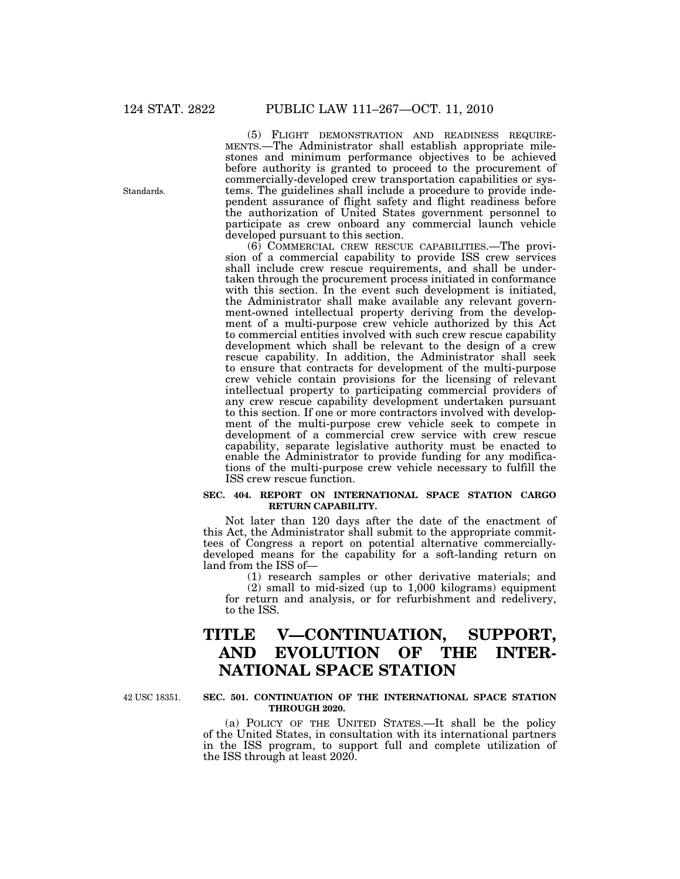(5) FLIGHT DEMONSTRATION AND READINESS REQUIREMENTS.—The Administrator shall establish appropriate milestones and minimum performance objectives to be achieved before authority is granted to proceed to the procurement of commercially-developed crew transportation capabilities or systems. The guidelines shall include a procedure to provide independent assurance of flight safety and flight readiness before the authorization of United States government personnel to participate as crew onboard any commercial launch vehicle developed pursuant to this section.

Standards.

(6) COMMERCIAL CREW RESCUE CAPABILITIES.—The provision of a commercial capability to provide ISS crew services shall include crew rescue requirements, and shall be undertaken through the procurement process initiated in conformance with this section. In the event such development is initiated, the Administrator shall make available any relevant government-owned intellectual property deriving from the development of a multi-purpose crew vehicle authorized by this Act to commercial entities involved with such crew rescue capability development which shall be relevant to the design of a crew rescue capability. In addition, the Administrator shall seek to ensure that contracts for development of the multi-purpose crew vehicle contain provisions for the licensing of relevant intellectual property to participating commercial providers of any crew rescue capability development undertaken pursuant to this section. If one or more contractors involved with development of the multi-purpose crew vehicle seek to compete in development of a commercial crew service with crew rescue capability, separate legislative authority must be enacted to enable the Administrator to provide funding for any modifications of the multi-purpose crew vehicle necessary to fulfill the ISS crew rescue function.

**SEC. 404. REPORT ON INTERNATIONAL SPACE STATION CARGO RETURN CAPABILITY.**

Not later than 120 days after the date of the enactment of this Act, the Administrator shall submit to the appropriate committees of Congress a report on potential alternative commercially-developed means for the capability for a soft-landing return on land from the ISS of—

(1) research samples or other derivative materials; and

(2) small to mid-sized (up to 1,000 kilograms) equipment for return and analysis, or for refurbishment and redelivery, to the ISS.

# TITLE V—CONTINUATION, SUPPORT, AND EVOLUTION OF THE INTERNATIONAL SPACE STATION

42 USC 18351.

**SEC. 501. CONTINUATION OF THE INTERNATIONAL SPACE STATION THROUGH 2020.**

(a) POLICY OF THE UNITED STATES.—It shall be the policy of the United States, in consultation with its international partners in the ISS program, to support full and complete utilization of the ISS through at least 2020.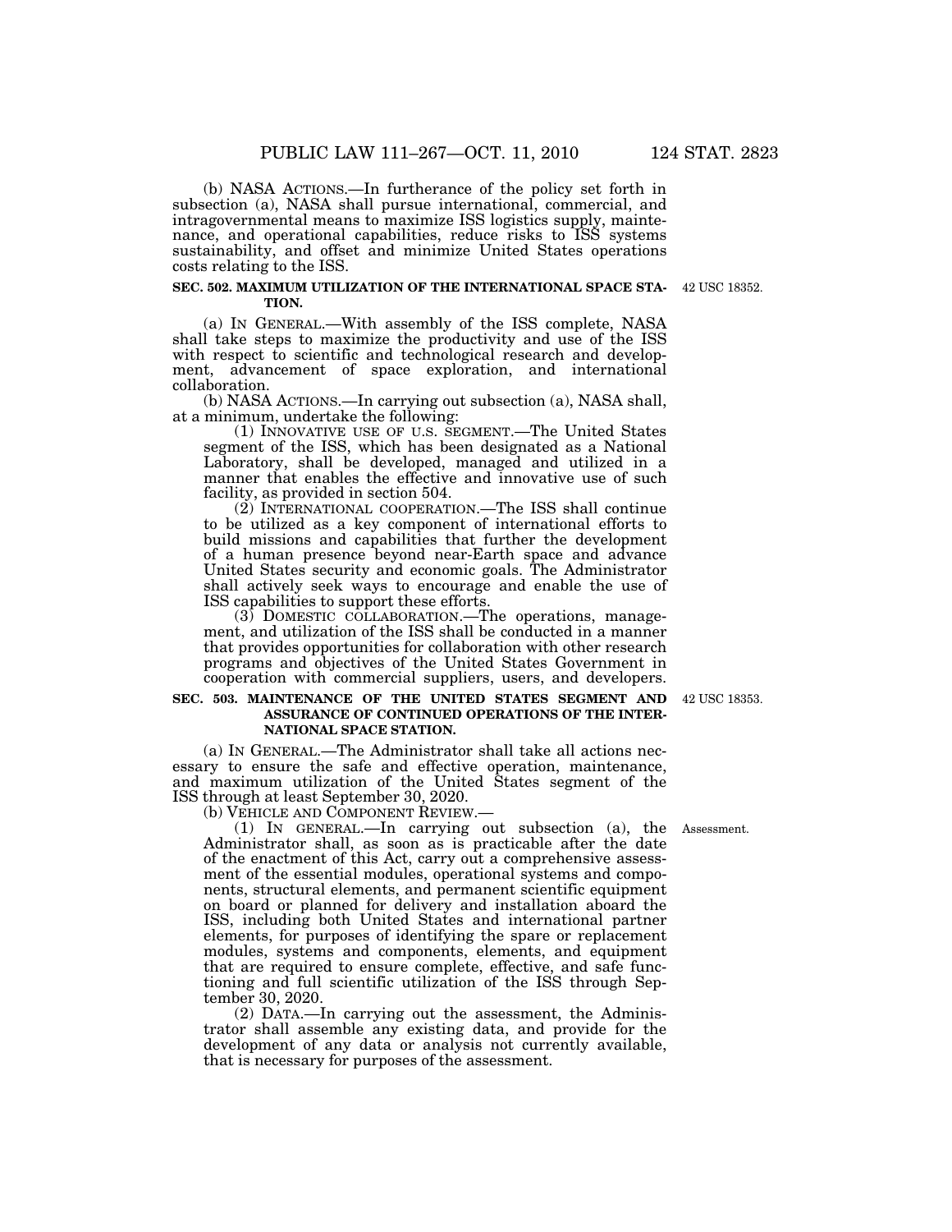(b) NASA ACTIONS.—In furtherance of the policy set forth in subsection (a), NASA shall pursue international, commercial, and intragovernmental means to maximize ISS logistics supply, maintenance, and operational capabilities, reduce risks to ISS systems sustainability, and offset and minimize United States operations costs relating to the ISS.

**SEC. 502. MAXIMUM UTILIZATION OF THE INTERNATIONAL SPACE STATION.**

42 USC 18352.

(a) IN GENERAL.—With assembly of the ISS complete, NASA shall take steps to maximize the productivity and use of the ISS with respect to scientific and technological research and development, advancement of space exploration, and international collaboration.

(b) NASA ACTIONS.—In carrying out subsection (a), NASA shall, at a minimum, undertake the following:

(1) INNOVATIVE USE OF U.S. SEGMENT.—The United States segment of the ISS, which has been designated as a National Laboratory, shall be developed, managed and utilized in a manner that enables the effective and innovative use of such facility, as provided in section 504.

(2) INTERNATIONAL COOPERATION.—The ISS shall continue to be utilized as a key component of international efforts to build missions and capabilities that further the development of a human presence beyond near-Earth space and advance United States security and economic goals. The Administrator shall actively seek ways to encourage and enable the use of ISS capabilities to support these efforts.

(3) DOMESTIC COLLABORATION.—The operations, management, and utilization of the ISS shall be conducted in a manner that provides opportunities for collaboration with other research programs and objectives of the United States Government in cooperation with commercial suppliers, users, and developers.

**SEC. 503. MAINTENANCE OF THE UNITED STATES SEGMENT AND ASSURANCE OF CONTINUED OPERATIONS OF THE INTERNATIONAL SPACE STATION.**

42 USC 18353.

(a) IN GENERAL.—The Administrator shall take all actions necessary to ensure the safe and effective operation, maintenance, and maximum utilization of the United States segment of the ISS through at least September 30, 2020.

(b) VEHICLE AND COMPONENT REVIEW.—

Assessment.

(1) IN GENERAL.—In carrying out subsection (a), the Administrator shall, as soon as is practicable after the date of the enactment of this Act, carry out a comprehensive assessment of the essential modules, operational systems and components, structural elements, and permanent scientific equipment on board or planned for delivery and installation aboard the ISS, including both United States and international partner elements, for purposes of identifying the spare or replacement modules, systems and components, elements, and equipment that are required to ensure complete, effective, and safe functioning and full scientific utilization of the ISS through September 30, 2020.

(2) DATA.—In carrying out the assessment, the Administrator shall assemble any existing data, and provide for the development of any data or analysis not currently available, that is necessary for purposes of the assessment.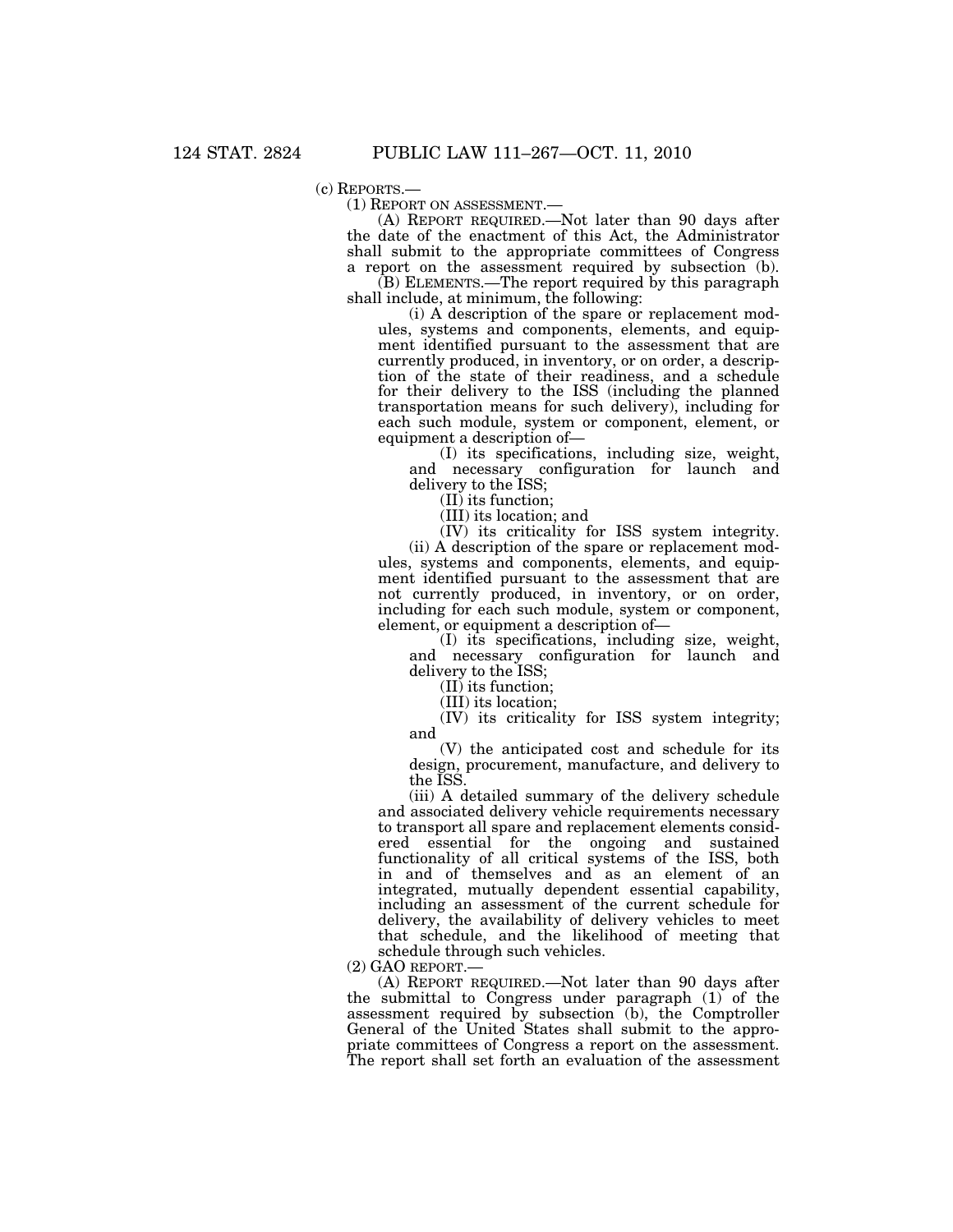(c) REPORTS.—

(1) REPORT ON ASSESSMENT.—

(A) REPORT REQUIRED.—Not later than 90 days after the date of the enactment of this Act, the Administrator shall submit to the appropriate committees of Congress a report on the assessment required by subsection (b).

(B) ELEMENTS.—The report required by this paragraph shall include, at minimum, the following:

(i) A description of the spare or replacement modules, systems and components, elements, and equipment identified pursuant to the assessment that are currently produced, in inventory, or on order, a description of the state of their readiness, and a schedule for their delivery to the ISS (including the planned transportation means for such delivery), including for each such module, system or component, element, or equipment a description of—

(I) its specifications, including size, weight, and necessary configuration for launch and delivery to the ISS;

(II) its function;

(III) its location; and

(IV) its criticality for ISS system integrity.

(ii) A description of the spare or replacement modules, systems and components, elements, and equipment identified pursuant to the assessment that are not currently produced, in inventory, or on order, including for each such module, system or component, element, or equipment a description of—

(I) its specifications, including size, weight, and necessary configuration for launch and delivery to the ISS;

(II) its function;

(III) its location;

(IV) its criticality for ISS system integrity; and

(V) the anticipated cost and schedule for its design, procurement, manufacture, and delivery to the ISS.

(iii) A detailed summary of the delivery schedule and associated delivery vehicle requirements necessary to transport all spare and replacement elements considered essential for the ongoing and sustained functionality of all critical systems of the ISS, both in and of themselves and as an element of an integrated, mutually dependent essential capability, including an assessment of the current schedule for delivery, the availability of delivery vehicles to meet that schedule, and the likelihood of meeting that schedule through such vehicles.

(2) GAO REPORT.—

(A) REPORT REQUIRED.—Not later than 90 days after the submittal to Congress under paragraph (1) of the assessment required by subsection (b), the Comptroller General of the United States shall submit to the appropriate committees of Congress a report on the assessment. The report shall set forth an evaluation of the assessment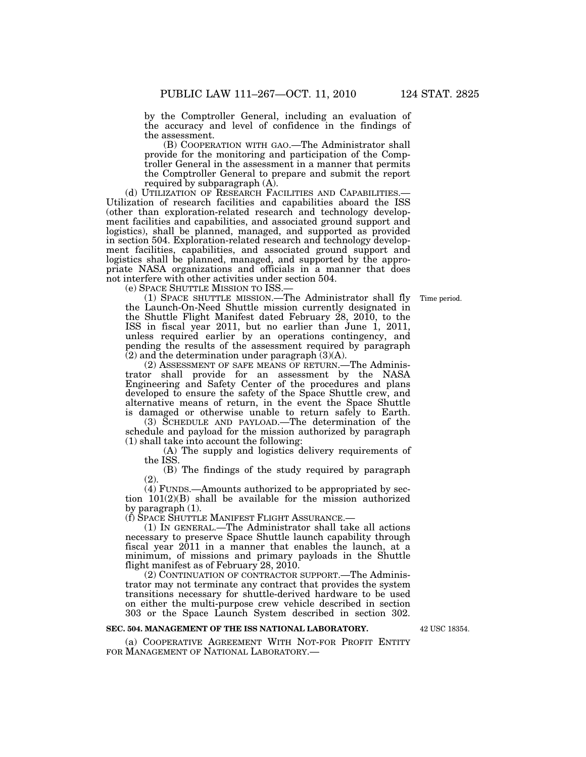by the Comptroller General, including an evaluation of the accuracy and level of confidence in the findings of the assessment.

(B) COOPERATION WITH GAO.—The Administrator shall provide for the monitoring and participation of the Comptroller General in the assessment in a manner that permits the Comptroller General to prepare and submit the report required by subparagraph (A).

(d) UTILIZATION OF RESEARCH FACILITIES AND CAPABILITIES.—Utilization of research facilities and capabilities aboard the ISS (other than exploration-related research and technology development facilities and capabilities, and associated ground support and logistics), shall be planned, managed, and supported as provided in section 504. Exploration-related research and technology development facilities, capabilities, and associated ground support and logistics shall be planned, managed, and supported by the appropriate NASA organizations and officials in a manner that does not interfere with other activities under section 504.

(e) SPACE SHUTTLE MISSION TO ISS.—

Time period.

(1) SPACE SHUTTLE MISSION.—The Administrator shall fly the Launch-On-Need Shuttle mission currently designated in the Shuttle Flight Manifest dated February 28, 2010, to the ISS in fiscal year 2011, but no earlier than June 1, 2011, unless required earlier by an operations contingency, and pending the results of the assessment required by paragraph (2) and the determination under paragraph (3)(A).

(2) ASSESSMENT OF SAFE MEANS OF RETURN.—The Administrator shall provide for an assessment by the NASA Engineering and Safety Center of the procedures and plans developed to ensure the safety of the Space Shuttle crew, and alternative means of return, in the event the Space Shuttle is damaged or otherwise unable to return safely to Earth.

(3) SCHEDULE AND PAYLOAD.—The determination of the schedule and payload for the mission authorized by paragraph (1) shall take into account the following:

(A) The supply and logistics delivery requirements of the ISS.

(B) The findings of the study required by paragraph (2).

(4) FUNDS.—Amounts authorized to be appropriated by section 101(2)(B) shall be available for the mission authorized by paragraph (1).

(f) SPACE SHUTTLE MANIFEST FLIGHT ASSURANCE.—

(1) IN GENERAL.—The Administrator shall take all actions necessary to preserve Space Shuttle launch capability through fiscal year 2011 in a manner that enables the launch, at a minimum, of missions and primary payloads in the Shuttle flight manifest as of February 28, 2010.

(2) CONTINUATION OF CONTRACTOR SUPPORT.—The Administrator may not terminate any contract that provides the system transitions necessary for shuttle-derived hardware to be used on either the multi-purpose crew vehicle described in section 303 or the Space Launch System described in section 302.

**SEC. 504. MANAGEMENT OF THE ISS NATIONAL LABORATORY.**

42 USC 18354.

(a) COOPERATIVE AGREEMENT WITH NOT-FOR PROFIT ENTITY FOR MANAGEMENT OF NATIONAL LABORATORY.—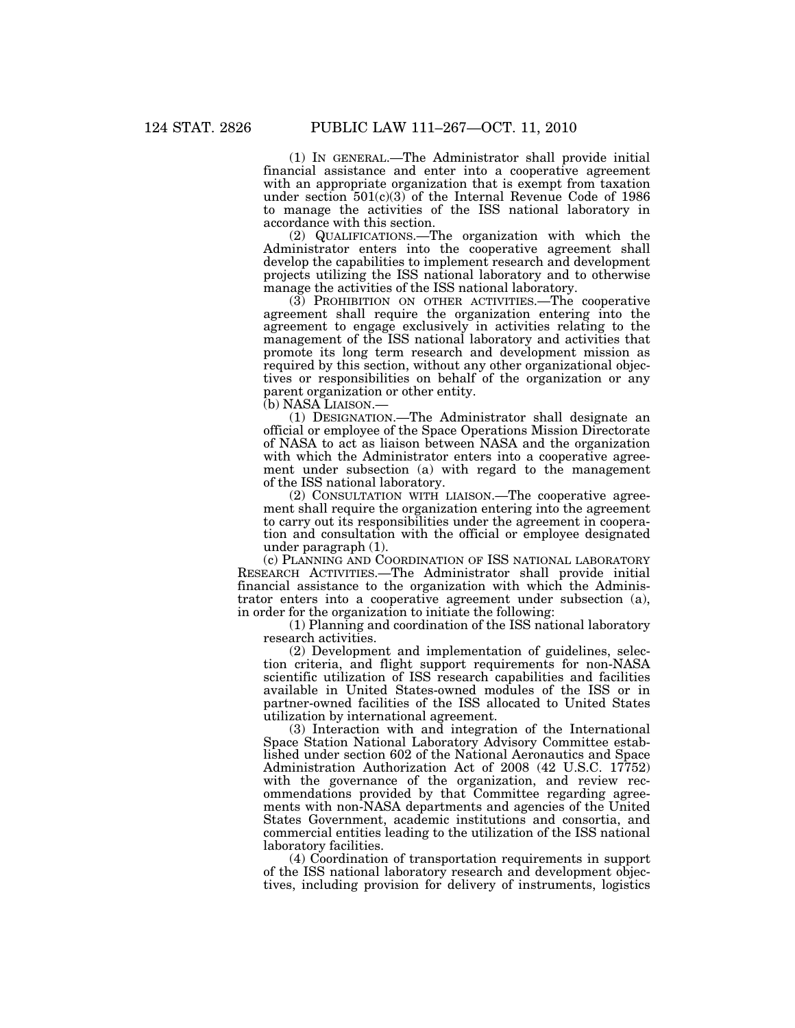(1) IN GENERAL.—The Administrator shall provide initial financial assistance and enter into a cooperative agreement with an appropriate organization that is exempt from taxation under section 501(c)(3) of the Internal Revenue Code of 1986 to manage the activities of the ISS national laboratory in accordance with this section.

(2) QUALIFICATIONS.—The organization with which the Administrator enters into the cooperative agreement shall develop the capabilities to implement research and development projects utilizing the ISS national laboratory and to otherwise manage the activities of the ISS national laboratory.

(3) PROHIBITION ON OTHER ACTIVITIES.—The cooperative agreement shall require the organization entering into the agreement to engage exclusively in activities relating to the management of the ISS national laboratory and activities that promote its long term research and development mission as required by this section, without any other organizational objectives or responsibilities on behalf of the organization or any parent organization or other entity.

(b) NASA LIAISON.—

(1) DESIGNATION.—The Administrator shall designate an official or employee of the Space Operations Mission Directorate of NASA to act as liaison between NASA and the organization with which the Administrator enters into a cooperative agreement under subsection (a) with regard to the management of the ISS national laboratory.

(2) CONSULTATION WITH LIAISON.—The cooperative agreement shall require the organization entering into the agreement to carry out its responsibilities under the agreement in cooperation and consultation with the official or employee designated under paragraph (1).

(c) PLANNING AND COORDINATION OF ISS NATIONAL LABORATORY RESEARCH ACTIVITIES.—The Administrator shall provide initial financial assistance to the organization with which the Administrator enters into a cooperative agreement under subsection (a), in order for the organization to initiate the following:

(1) Planning and coordination of the ISS national laboratory research activities.

(2) Development and implementation of guidelines, selection criteria, and flight support requirements for non-NASA scientific utilization of ISS research capabilities and facilities available in United States-owned modules of the ISS or in partner-owned facilities of the ISS allocated to United States utilization by international agreement.

(3) Interaction with and integration of the International Space Station National Laboratory Advisory Committee established under section 602 of the National Aeronautics and Space Administration Authorization Act of 2008 (42 U.S.C. 17752) with the governance of the organization, and review recommendations provided by that Committee regarding agreements with non-NASA departments and agencies of the United States Government, academic institutions and consortia, and commercial entities leading to the utilization of the ISS national laboratory facilities.

(4) Coordination of transportation requirements in support of the ISS national laboratory research and development objectives, including provision for delivery of instruments, logistics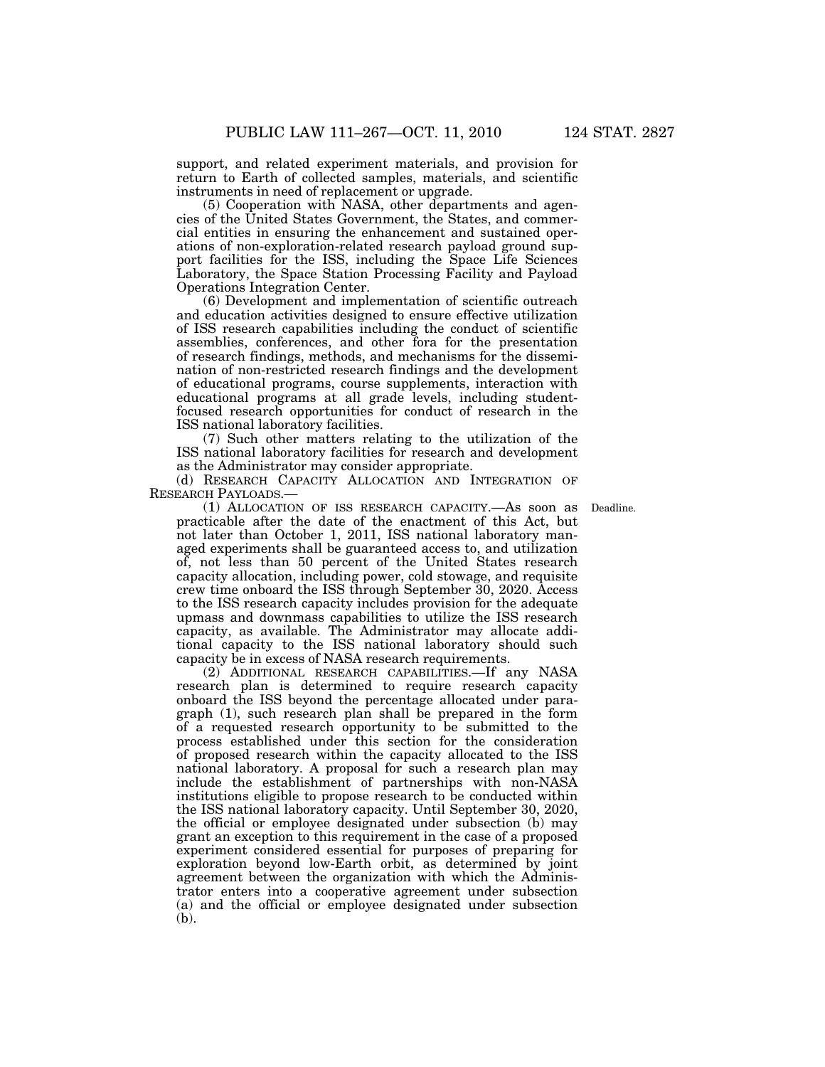support, and related experiment materials, and provision for return to Earth of collected samples, materials, and scientific instruments in need of replacement or upgrade.

(5) Cooperation with NASA, other departments and agencies of the United States Government, the States, and commercial entities in ensuring the enhancement and sustained operations of non-exploration-related research payload ground support facilities for the ISS, including the Space Life Sciences Laboratory, the Space Station Processing Facility and Payload Operations Integration Center.

(6) Development and implementation of scientific outreach and education activities designed to ensure effective utilization of ISS research capabilities including the conduct of scientific assemblies, conferences, and other fora for the presentation of research findings, methods, and mechanisms for the dissemination of non-restricted research findings and the development of educational programs, course supplements, interaction with educational programs at all grade levels, including student-focused research opportunities for conduct of research in the ISS national laboratory facilities.

(7) Such other matters relating to the utilization of the ISS national laboratory facilities for research and development as the Administrator may consider appropriate.

(d) RESEARCH CAPACITY ALLOCATION AND INTEGRATION OF RESEARCH PAYLOADS.—

Deadline.

(1) ALLOCATION OF ISS RESEARCH CAPACITY.—As soon as practicable after the date of the enactment of this Act, but not later than October 1, 2011, ISS national laboratory managed experiments shall be guaranteed access to, and utilization of, not less than 50 percent of the United States research capacity allocation, including power, cold stowage, and requisite crew time onboard the ISS through September 30, 2020. Access to the ISS research capacity includes provision for the adequate upmass and downmass capabilities to utilize the ISS research capacity, as available. The Administrator may allocate additional capacity to the ISS national laboratory should such capacity be in excess of NASA research requirements.

(2) ADDITIONAL RESEARCH CAPABILITIES.—If any NASA research plan is determined to require research capacity onboard the ISS beyond the percentage allocated under paragraph (1), such research plan shall be prepared in the form of a requested research opportunity to be submitted to the process established under this section for the consideration of proposed research within the capacity allocated to the ISS national laboratory. A proposal for such a research plan may include the establishment of partnerships with non-NASA institutions eligible to propose research to be conducted within the ISS national laboratory capacity. Until September 30, 2020, the official or employee designated under subsection (b) may grant an exception to this requirement in the case of a proposed experiment considered essential for purposes of preparing for exploration beyond low-Earth orbit, as determined by joint agreement between the organization with which the Administrator enters into a cooperative agreement under subsection (a) and the official or employee designated under subsection (b).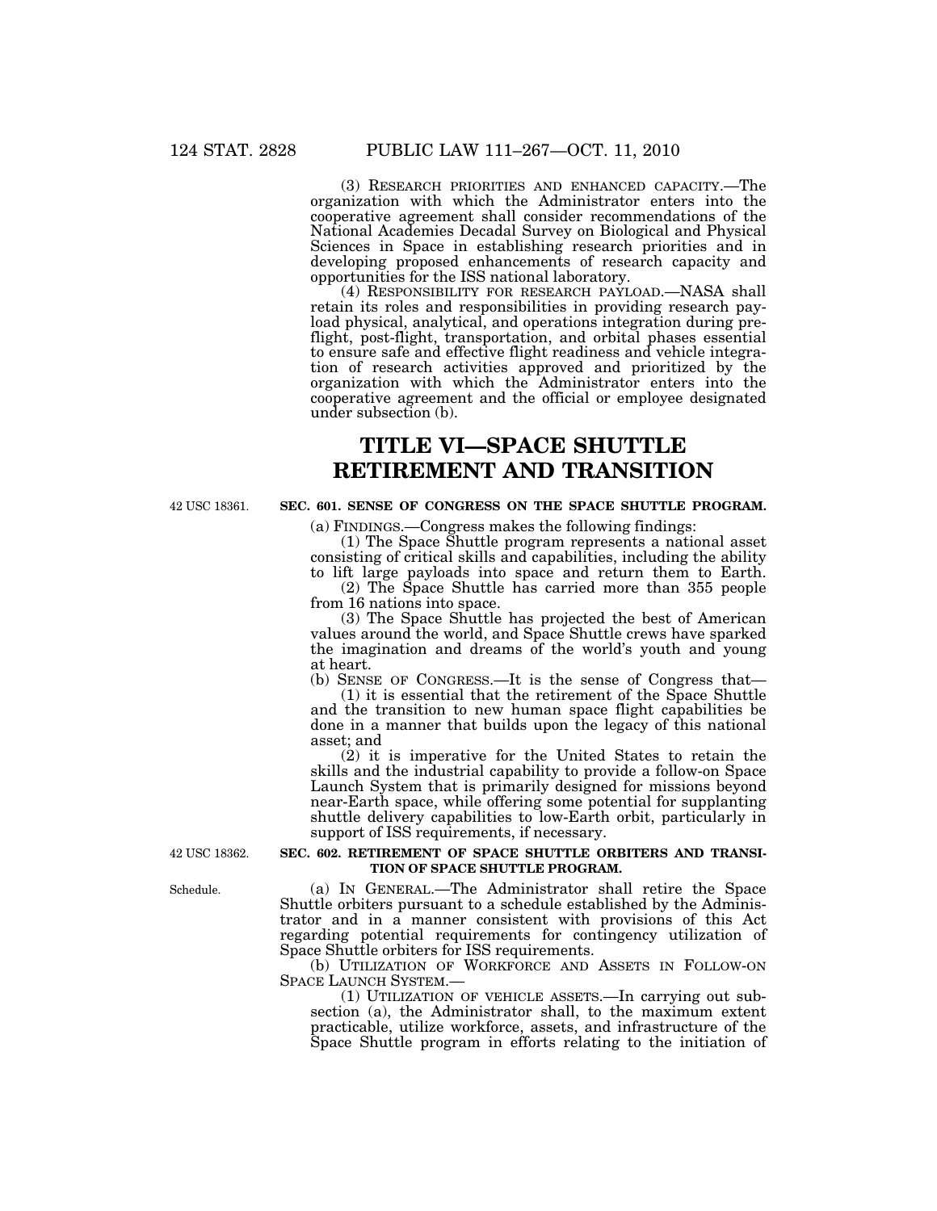(3) RESEARCH PRIORITIES AND ENHANCED CAPACITY.—The organization with which the Administrator enters into the cooperative agreement shall consider recommendations of the National Academies Decadal Survey on Biological and Physical Sciences in Space in establishing research priorities and in developing proposed enhancements of research capacity and opportunities for the ISS national laboratory.

(4) RESPONSIBILITY FOR RESEARCH PAYLOAD.—NASA shall retain its roles and responsibilities in providing research payload physical, analytical, and operations integration during preflight, post-flight, transportation, and orbital phases essential to ensure safe and effective flight readiness and vehicle integration of research activities approved and prioritized by the organization with which the Administrator enters into the cooperative agreement and the official or employee designated under subsection (b).

# TITLE VI—SPACE SHUTTLE RETIREMENT AND TRANSITION

42 USC 18361.

**SEC. 601. SENSE OF CONGRESS ON THE SPACE SHUTTLE PROGRAM.**

(a) FINDINGS.—Congress makes the following findings:

(1) The Space Shuttle program represents a national asset consisting of critical skills and capabilities, including the ability to lift large payloads into space and return them to Earth.

(2) The Space Shuttle has carried more than 355 people from 16 nations into space.

(3) The Space Shuttle has projected the best of American values around the world, and Space Shuttle crews have sparked the imagination and dreams of the world's youth and young at heart.

(b) SENSE OF CONGRESS.—It is the sense of Congress that—

(1) it is essential that the retirement of the Space Shuttle and the transition to new human space flight capabilities be done in a manner that builds upon the legacy of this national asset; and

(2) it is imperative for the United States to retain the skills and the industrial capability to provide a follow-on Space Launch System that is primarily designed for missions beyond near-Earth space, while offering some potential for supplanting shuttle delivery capabilities to low-Earth orbit, particularly in support of ISS requirements, if necessary.

42 USC 18362.

**SEC. 602. RETIREMENT OF SPACE SHUTTLE ORBITERS AND TRANSITION OF SPACE SHUTTLE PROGRAM.**

Schedule.

(a) IN GENERAL.—The Administrator shall retire the Space Shuttle orbiters pursuant to a schedule established by the Administrator and in a manner consistent with provisions of this Act regarding potential requirements for contingency utilization of Space Shuttle orbiters for ISS requirements.

(b) UTILIZATION OF WORKFORCE AND ASSETS IN FOLLOW-ON SPACE LAUNCH SYSTEM.—

(1) UTILIZATION OF VEHICLE ASSETS.—In carrying out subsection (a), the Administrator shall, to the maximum extent practicable, utilize workforce, assets, and infrastructure of the Space Shuttle program in efforts relating to the initiation of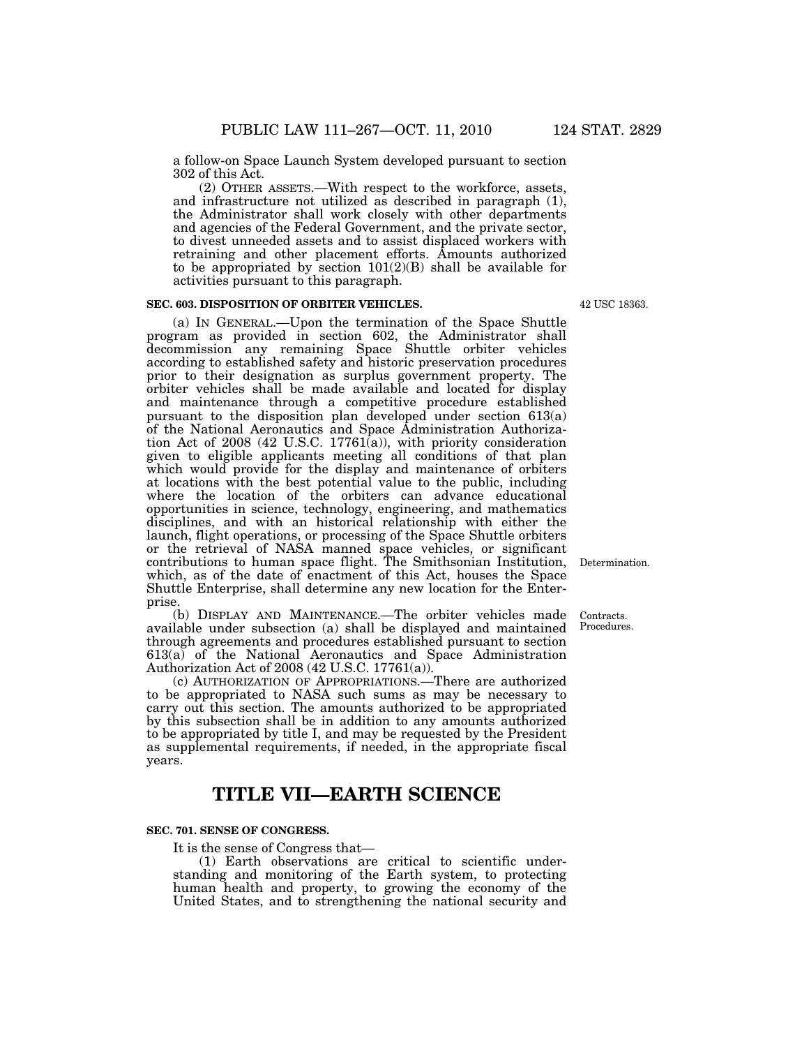a follow-on Space Launch System developed pursuant to section 302 of this Act.

(2) OTHER ASSETS.—With respect to the workforce, assets, and infrastructure not utilized as described in paragraph (1), the Administrator shall work closely with other departments and agencies of the Federal Government, and the private sector, to divest unneeded assets and to assist displaced workers with retraining and other placement efforts. Amounts authorized to be appropriated by section 101(2)(B) shall be available for activities pursuant to this paragraph.

**SEC. 603. DISPOSITION OF ORBITER VEHICLES.**

42 USC 18363.

(a) IN GENERAL.—Upon the termination of the Space Shuttle program as provided in section 602, the Administrator shall decommission any remaining Space Shuttle orbiter vehicles according to established safety and historic preservation procedures prior to their designation as surplus government property. The orbiter vehicles shall be made available and located for display and maintenance through a competitive procedure established pursuant to the disposition plan developed under section 613(a) of the National Aeronautics and Space Administration Authorization Act of 2008 (42 U.S.C. 17761(a)), with priority consideration given to eligible applicants meeting all conditions of that plan which would provide for the display and maintenance of orbiters at locations with the best potential value to the public, including where the location of the orbiters can advance educational opportunities in science, technology, engineering, and mathematics disciplines, and with an historical relationship with either the launch, flight operations, or processing of the Space Shuttle orbiters or the retrieval of NASA manned space vehicles, or significant contributions to human space flight. The Smithsonian Institution, which, as of the date of enactment of this Act, houses the Space Shuttle Enterprise, shall determine any new location for the Enterprise.

Determination.

(b) DISPLAY AND MAINTENANCE.—The orbiter vehicles made available under subsection (a) shall be displayed and maintained through agreements and procedures established pursuant to section 613(a) of the National Aeronautics and Space Administration Authorization Act of 2008 (42 U.S.C. 17761(a)).

Contracts. Procedures.

(c) AUTHORIZATION OF APPROPRIATIONS.—There are authorized to be appropriated to NASA such sums as may be necessary to carry out this section. The amounts authorized to be appropriated by this subsection shall be in addition to any amounts authorized to be appropriated by title I, and may be requested by the President as supplemental requirements, if needed, in the appropriate fiscal years.

# TITLE VII—EARTH SCIENCE

**SEC. 701. SENSE OF CONGRESS.**

It is the sense of Congress that—

(1) Earth observations are critical to scientific understanding and monitoring of the Earth system, to protecting human health and property, to growing the economy of the United States, and to strengthening the national security and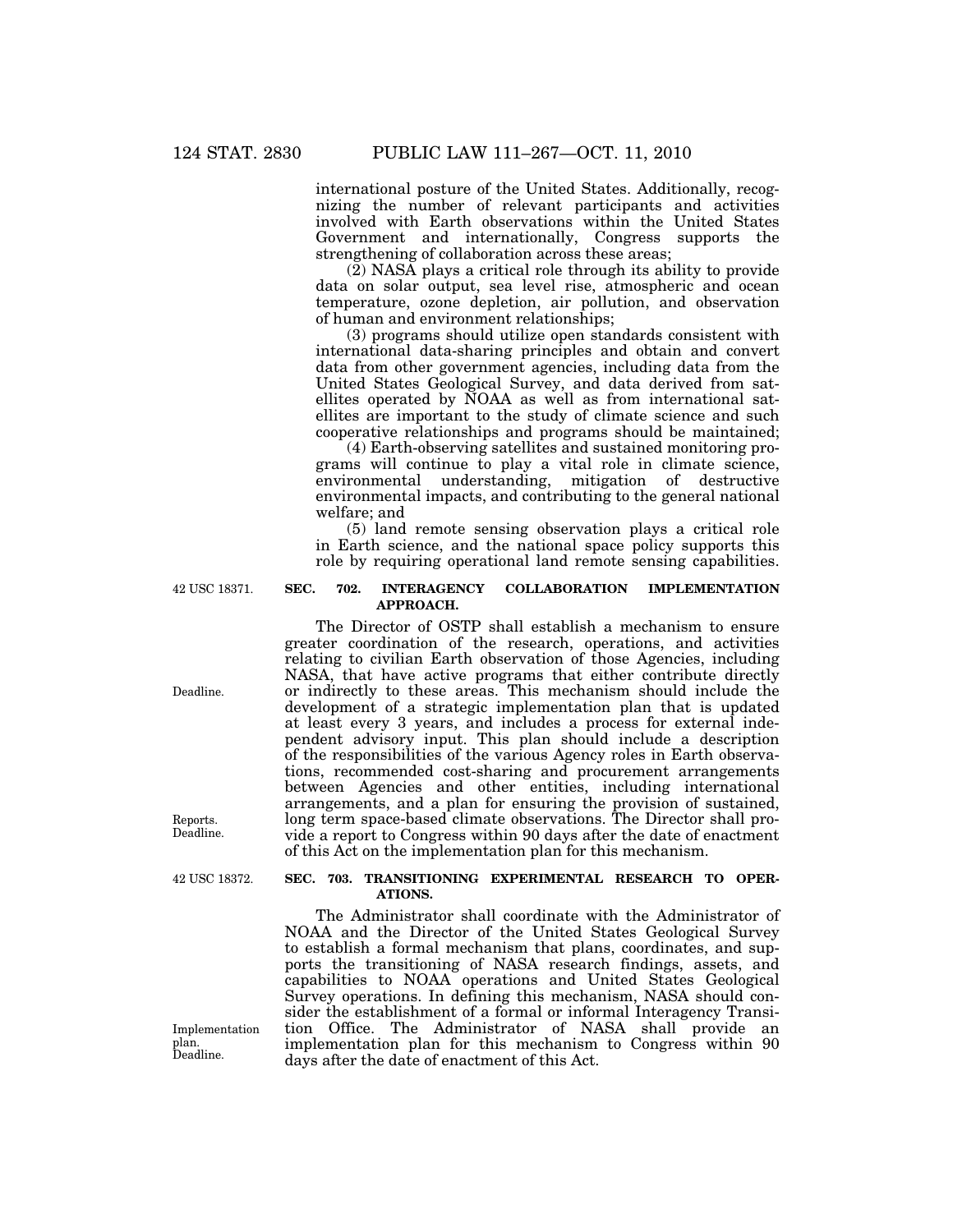international posture of the United States. Additionally, recognizing the number of relevant participants and activities involved with Earth observations within the United States Government and internationally, Congress supports the strengthening of collaboration across these areas;

(2) NASA plays a critical role through its ability to provide data on solar output, sea level rise, atmospheric and ocean temperature, ozone depletion, air pollution, and observation of human and environment relationships;

(3) programs should utilize open standards consistent with international data-sharing principles and obtain and convert data from other government agencies, including data from the United States Geological Survey, and data derived from satellites operated by NOAA as well as from international satellites are important to the study of climate science and such cooperative relationships and programs should be maintained;

(4) Earth-observing satellites and sustained monitoring programs will continue to play a vital role in climate science, environmental understanding, mitigation of destructive environmental impacts, and contributing to the general national welfare; and

(5) land remote sensing observation plays a critical role in Earth science, and the national space policy supports this role by requiring operational land remote sensing capabilities.

42 USC 18371.

**SEC. 702. INTERAGENCY COLLABORATION IMPLEMENTATION APPROACH.**

The Director of OSTP shall establish a mechanism to ensure greater coordination of the research, operations, and activities relating to civilian Earth observation of those Agencies, including NASA, that have active programs that either contribute directly or indirectly to these areas. This mechanism should include the development of a strategic implementation plan that is updated at least every 3 years, and includes a process for external independent advisory input. This plan should include a description of the responsibilities of the various Agency roles in Earth observations, recommended cost-sharing and procurement arrangements between Agencies and other entities, including international arrangements, and a plan for ensuring the provision of sustained, long term space-based climate observations. The Director shall provide a report to Congress within 90 days after the date of enactment of this Act on the implementation plan for this mechanism.

Deadline.

Reports. Deadline.

42 USC 18372.

**SEC. 703. TRANSITIONING EXPERIMENTAL RESEARCH TO OPERATIONS.**

The Administrator shall coordinate with the Administrator of NOAA and the Director of the United States Geological Survey to establish a formal mechanism that plans, coordinates, and supports the transitioning of NASA research findings, assets, and capabilities to NOAA operations and United States Geological Survey operations. In defining this mechanism, NASA should consider the establishment of a formal or informal Interagency Transition Office. The Administrator of NASA shall provide an implementation plan for this mechanism to Congress within 90 days after the date of enactment of this Act.

Implementation plan. Deadline.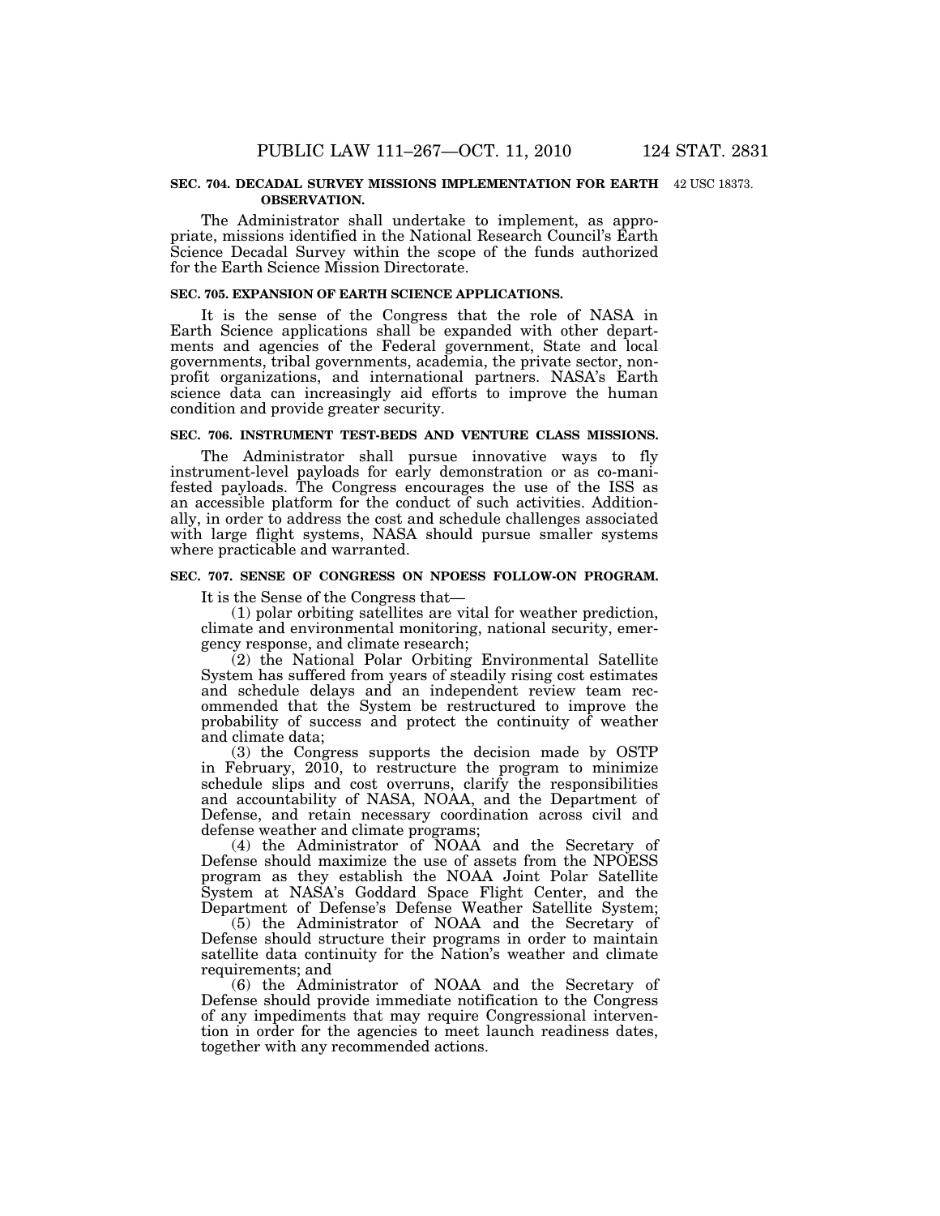**SEC. 704. DECADAL SURVEY MISSIONS IMPLEMENTATION FOR EARTH OBSERVATION.**

42 USC 18373.

The Administrator shall undertake to implement, as appropriate, missions identified in the National Research Council's Earth Science Decadal Survey within the scope of the funds authorized for the Earth Science Mission Directorate.

**SEC. 705. EXPANSION OF EARTH SCIENCE APPLICATIONS.**

It is the sense of the Congress that the role of NASA in Earth Science applications shall be expanded with other departments and agencies of the Federal government, State and local governments, tribal governments, academia, the private sector, nonprofit organizations, and international partners. NASA's Earth science data can increasingly aid efforts to improve the human condition and provide greater security.

**SEC. 706. INSTRUMENT TEST-BEDS AND VENTURE CLASS MISSIONS.**

The Administrator shall pursue innovative ways to fly instrument-level payloads for early demonstration or as co-manifested payloads. The Congress encourages the use of the ISS as an accessible platform for the conduct of such activities. Additionally, in order to address the cost and schedule challenges associated with large flight systems, NASA should pursue smaller systems where practicable and warranted.

**SEC. 707. SENSE OF CONGRESS ON NPOESS FOLLOW-ON PROGRAM.**

It is the Sense of the Congress that—

(1) polar orbiting satellites are vital for weather prediction, climate and environmental monitoring, national security, emergency response, and climate research;

(2) the National Polar Orbiting Environmental Satellite System has suffered from years of steadily rising cost estimates and schedule delays and an independent review team recommended that the System be restructured to improve the probability of success and protect the continuity of weather and climate data;

(3) the Congress supports the decision made by OSTP in February, 2010, to restructure the program to minimize schedule slips and cost overruns, clarify the responsibilities and accountability of NASA, NOAA, and the Department of Defense, and retain necessary coordination across civil and defense weather and climate programs;

(4) the Administrator of NOAA and the Secretary of Defense should maximize the use of assets from the NPOESS program as they establish the NOAA Joint Polar Satellite System at NASA's Goddard Space Flight Center, and the Department of Defense's Defense Weather Satellite System;

(5) the Administrator of NOAA and the Secretary of Defense should structure their programs in order to maintain satellite data continuity for the Nation's weather and climate requirements; and

(6) the Administrator of NOAA and the Secretary of Defense should provide immediate notification to the Congress of any impediments that may require Congressional intervention in order for the agencies to meet launch readiness dates, together with any recommended actions.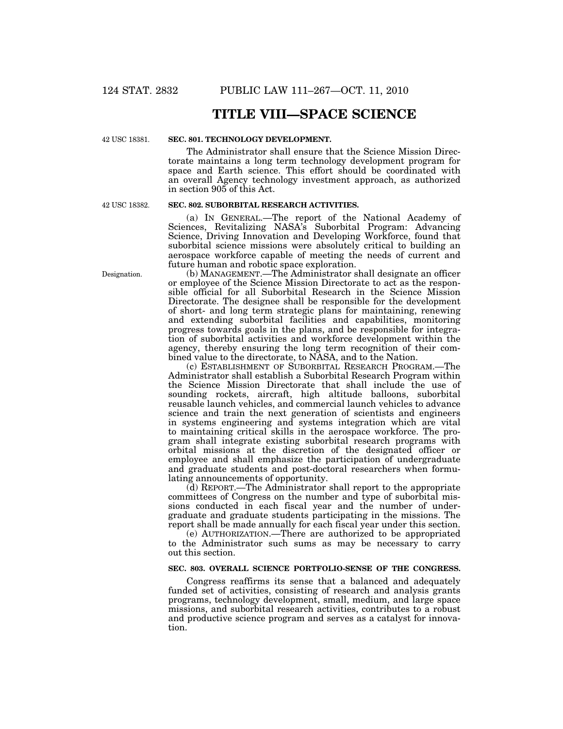# TITLE VIII—SPACE SCIENCE

42 USC 18381.

**SEC. 801. TECHNOLOGY DEVELOPMENT.**

The Administrator shall ensure that the Science Mission Directorate maintains a long term technology development program for space and Earth science. This effort should be coordinated with an overall Agency technology investment approach, as authorized in section 905 of this Act.

42 USC 18382.

**SEC. 802. SUBORBITAL RESEARCH ACTIVITIES.**

(a) IN GENERAL.—The report of the National Academy of Sciences, Revitalizing NASA's Suborbital Program: Advancing Science, Driving Innovation and Developing Workforce, found that suborbital science missions were absolutely critical to building an aerospace workforce capable of meeting the needs of current and future human and robotic space exploration.

Designation.

(b) MANAGEMENT.—The Administrator shall designate an officer or employee of the Science Mission Directorate to act as the responsible official for all Suborbital Research in the Science Mission Directorate. The designee shall be responsible for the development of short- and long term strategic plans for maintaining, renewing and extending suborbital facilities and capabilities, monitoring progress towards goals in the plans, and be responsible for integration of suborbital activities and workforce development within the agency, thereby ensuring the long term recognition of their combined value to the directorate, to NASA, and to the Nation.

(c) ESTABLISHMENT OF SUBORBITAL RESEARCH PROGRAM.—The Administrator shall establish a Suborbital Research Program within the Science Mission Directorate that shall include the use of sounding rockets, aircraft, high altitude balloons, suborbital reusable launch vehicles, and commercial launch vehicles to advance science and train the next generation of scientists and engineers in systems engineering and systems integration which are vital to maintaining critical skills in the aerospace workforce. The program shall integrate existing suborbital research programs with orbital missions at the discretion of the designated officer or employee and shall emphasize the participation of undergraduate and graduate students and post-doctoral researchers when formulating announcements of opportunity.

(d) REPORT.—The Administrator shall report to the appropriate committees of Congress on the number and type of suborbital missions conducted in each fiscal year and the number of undergraduate and graduate students participating in the missions. The report shall be made annually for each fiscal year under this section.

(e) AUTHORIZATION.—There are authorized to be appropriated to the Administrator such sums as may be necessary to carry out this section.

**SEC. 803. OVERALL SCIENCE PORTFOLIO-SENSE OF THE CONGRESS.**

Congress reaffirms its sense that a balanced and adequately funded set of activities, consisting of research and analysis grants programs, technology development, small, medium, and large space missions, and suborbital research activities, contributes to a robust and productive science program and serves as a catalyst for innovation.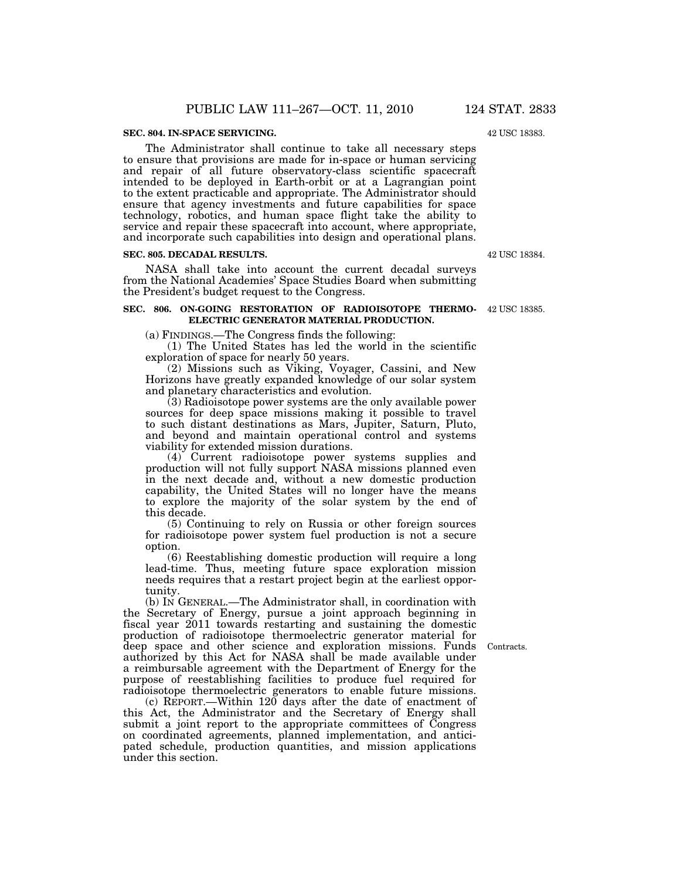### SEC. 804. IN-SPACE SERVICING.

42 USC 18383.

The Administrator shall continue to take all necessary steps to ensure that provisions are made for in-space or human servicing and repair of all future observatory-class scientific spacecraft intended to be deployed in Earth-orbit or at a Lagrangian point to the extent practicable and appropriate. The Administrator should ensure that agency investments and future capabilities for space technology, robotics, and human space flight take the ability to service and repair these spacecraft into account, where appropriate, and incorporate such capabilities into design and operational plans.

### SEC. 805. DECADAL RESULTS.

42 USC 18384.

NASA shall take into account the current decadal surveys from the National Academies' Space Studies Board when submitting the President's budget request to the Congress.

### SEC. 806. ON-GOING RESTORATION OF RADIOISOTOPE THERMOELECTRIC GENERATOR MATERIAL PRODUCTION.

42 USC 18385.

(a) FINDINGS.—The Congress finds the following:

(1) The United States has led the world in the scientific exploration of space for nearly 50 years.

(2) Missions such as Viking, Voyager, Cassini, and New Horizons have greatly expanded knowledge of our solar system and planetary characteristics and evolution.

(3) Radioisotope power systems are the only available power sources for deep space missions making it possible to travel to such distant destinations as Mars, Jupiter, Saturn, Pluto, and beyond and maintain operational control and systems viability for extended mission durations.

(4) Current radioisotope power systems supplies and production will not fully support NASA missions planned even in the next decade and, without a new domestic production capability, the United States will no longer have the means to explore the majority of the solar system by the end of this decade.

(5) Continuing to rely on Russia or other foreign sources for radioisotope power system fuel production is not a secure option.

(6) Reestablishing domestic production will require a long lead-time. Thus, meeting future space exploration mission needs requires that a restart project begin at the earliest opportunity.

(b) IN GENERAL.—The Administrator shall, in coordination with the Secretary of Energy, pursue a joint approach beginning in fiscal year 2011 towards restarting and sustaining the domestic production of radioisotope thermoelectric generator material for deep space and other science and exploration missions. Funds authorized by this Act for NASA shall be made available under a reimbursable agreement with the Department of Energy for the purpose of reestablishing facilities to produce fuel required for radioisotope thermoelectric generators to enable future missions.

Contracts.

(c) REPORT.—Within 120 days after the date of enactment of this Act, the Administrator and the Secretary of Energy shall submit a joint report to the appropriate committees of Congress on coordinated agreements, planned implementation, and anticipated schedule, production quantities, and mission applications under this section.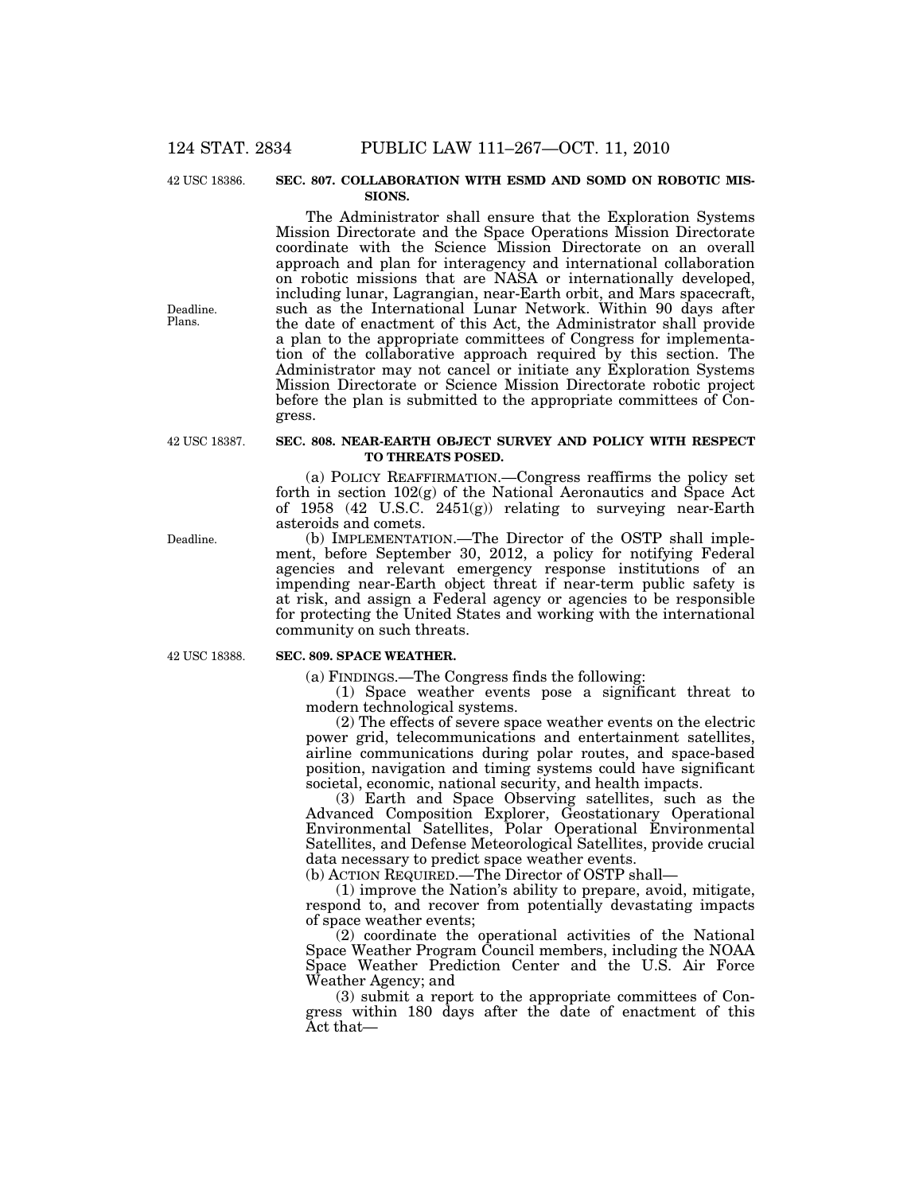42 USC 18386.

### SEC. 807. COLLABORATION WITH ESMD AND SOMD ON ROBOTIC MISSIONS.

The Administrator shall ensure that the Exploration Systems Mission Directorate and the Space Operations Mission Directorate coordinate with the Science Mission Directorate on an overall approach and plan for interagency and international collaboration on robotic missions that are NASA or internationally developed, including lunar, Lagrangian, near-Earth orbit, and Mars spacecraft, such as the International Lunar Network. Within 90 days after the date of enactment of this Act, the Administrator shall provide a plan to the appropriate committees of Congress for implementation of the collaborative approach required by this section. The Administrator may not cancel or initiate any Exploration Systems Mission Directorate or Science Mission Directorate robotic project before the plan is submitted to the appropriate committees of Congress.

Deadline. Plans.

42 USC 18387.

### SEC. 808. NEAR-EARTH OBJECT SURVEY AND POLICY WITH RESPECT TO THREATS POSED.

(a) POLICY REAFFIRMATION.—Congress reaffirms the policy set forth in section 102(g) of the National Aeronautics and Space Act of 1958 (42 U.S.C. 2451(g)) relating to surveying near-Earth asteroids and comets.

Deadline.

(b) IMPLEMENTATION.—The Director of the OSTP shall implement, before September 30, 2012, a policy for notifying Federal agencies and relevant emergency response institutions of an impending near-Earth object threat if near-term public safety is at risk, and assign a Federal agency or agencies to be responsible for protecting the United States and working with the international community on such threats.

42 USC 18388.

### SEC. 809. SPACE WEATHER.

(a) FINDINGS.—The Congress finds the following:

(1) Space weather events pose a significant threat to modern technological systems.

(2) The effects of severe space weather events on the electric power grid, telecommunications and entertainment satellites, airline communications during polar routes, and space-based position, navigation and timing systems could have significant societal, economic, national security, and health impacts.

(3) Earth and Space Observing satellites, such as the Advanced Composition Explorer, Geostationary Operational Environmental Satellites, Polar Operational Environmental Satellites, and Defense Meteorological Satellites, provide crucial data necessary to predict space weather events.

(b) ACTION REQUIRED.—The Director of OSTP shall—

(1) improve the Nation's ability to prepare, avoid, mitigate, respond to, and recover from potentially devastating impacts of space weather events;

(2) coordinate the operational activities of the National Space Weather Program Council members, including the NOAA Space Weather Prediction Center and the U.S. Air Force Weather Agency; and

(3) submit a report to the appropriate committees of Congress within 180 days after the date of enactment of this Act that—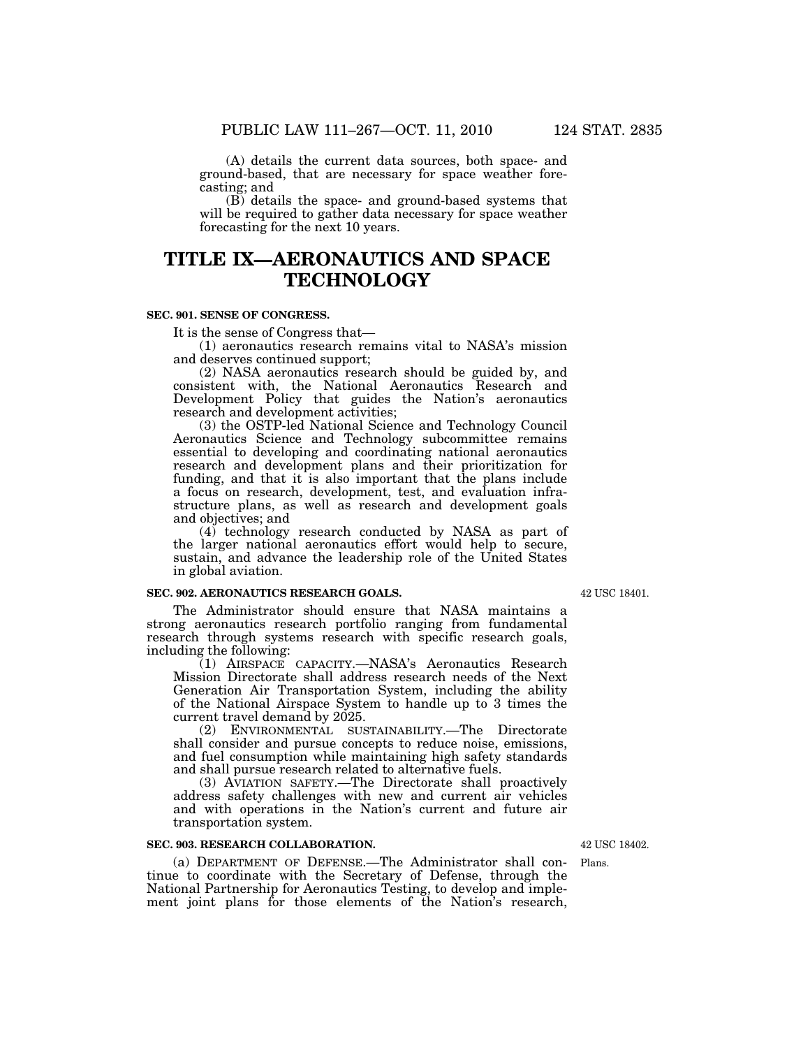(A) details the current data sources, both space- and ground-based, that are necessary for space weather forecasting; and

(B) details the space- and ground-based systems that will be required to gather data necessary for space weather forecasting for the next 10 years.

# TITLE IX—AERONAUTICS AND SPACE TECHNOLOGY

### SEC. 901. SENSE OF CONGRESS.

It is the sense of Congress that—

(1) aeronautics research remains vital to NASA's mission and deserves continued support;

(2) NASA aeronautics research should be guided by, and consistent with, the National Aeronautics Research and Development Policy that guides the Nation's aeronautics research and development activities;

(3) the OSTP-led National Science and Technology Council Aeronautics Science and Technology subcommittee remains essential to developing and coordinating national aeronautics research and development plans and their prioritization for funding, and that it is also important that the plans include a focus on research, development, test, and evaluation infrastructure plans, as well as research and development goals and objectives; and

(4) technology research conducted by NASA as part of the larger national aeronautics effort would help to secure, sustain, and advance the leadership role of the United States in global aviation.

### SEC. 902. AERONAUTICS RESEARCH GOALS.

42 USC 18401.

The Administrator should ensure that NASA maintains a strong aeronautics research portfolio ranging from fundamental research through systems research with specific research goals, including the following:

(1) AIRSPACE CAPACITY.—NASA's Aeronautics Research Mission Directorate shall address research needs of the Next Generation Air Transportation System, including the ability of the National Airspace System to handle up to 3 times the current travel demand by 2025.

(2) ENVIRONMENTAL SUSTAINABILITY.—The Directorate shall consider and pursue concepts to reduce noise, emissions, and fuel consumption while maintaining high safety standards and shall pursue research related to alternative fuels.

(3) AVIATION SAFETY.—The Directorate shall proactively address safety challenges with new and current air vehicles and with operations in the Nation's current and future air transportation system.

### SEC. 903. RESEARCH COLLABORATION.

42 USC 18402.

Plans.

(a) DEPARTMENT OF DEFENSE.—The Administrator shall continue to coordinate with the Secretary of Defense, through the National Partnership for Aeronautics Testing, to develop and implement joint plans for those elements of the Nation's research,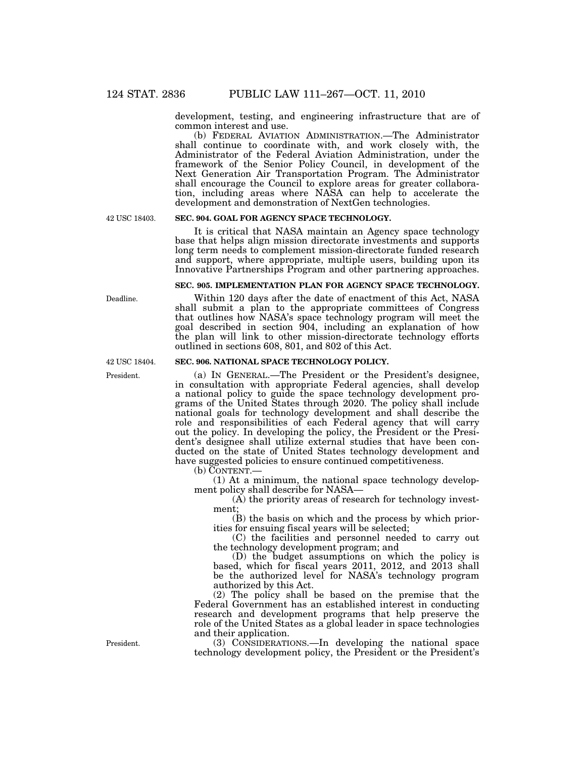development, testing, and engineering infrastructure that are of common interest and use.

(b) FEDERAL AVIATION ADMINISTRATION.—The Administrator shall continue to coordinate with, and work closely with, the Administrator of the Federal Aviation Administration, under the framework of the Senior Policy Council, in development of the Next Generation Air Transportation Program. The Administrator shall encourage the Council to explore areas for greater collaboration, including areas where NASA can help to accelerate the development and demonstration of NextGen technologies.

42 USC 18403.

**SEC. 904. GOAL FOR AGENCY SPACE TECHNOLOGY.**

It is critical that NASA maintain an Agency space technology base that helps align mission directorate investments and supports long term needs to complement mission-directorate funded research and support, where appropriate, multiple users, building upon its Innovative Partnerships Program and other partnering approaches.

**SEC. 905. IMPLEMENTATION PLAN FOR AGENCY SPACE TECHNOLOGY.**

Deadline.

Within 120 days after the date of enactment of this Act, NASA shall submit a plan to the appropriate committees of Congress that outlines how NASA's space technology program will meet the goal described in section 904, including an explanation of how the plan will link to other mission-directorate technology efforts outlined in sections 608, 801, and 802 of this Act.

42 USC 18404.

**SEC. 906. NATIONAL SPACE TECHNOLOGY POLICY.**

President.

(a) IN GENERAL.—The President or the President's designee, in consultation with appropriate Federal agencies, shall develop a national policy to guide the space technology development programs of the United States through 2020. The policy shall include national goals for technology development and shall describe the role and responsibilities of each Federal agency that will carry out the policy. In developing the policy, the President or the President's designee shall utilize external studies that have been conducted on the state of United States technology development and have suggested policies to ensure continued competitiveness.

(b) CONTENT.—

(1) At a minimum, the national space technology development policy shall describe for NASA—

(A) the priority areas of research for technology investment;

(B) the basis on which and the process by which priorities for ensuing fiscal years will be selected;

(C) the facilities and personnel needed to carry out the technology development program; and

(D) the budget assumptions on which the policy is based, which for fiscal years 2011, 2012, and 2013 shall be the authorized level for NASA's technology program authorized by this Act.

(2) The policy shall be based on the premise that the Federal Government has an established interest in conducting research and development programs that help preserve the role of the United States as a global leader in space technologies and their application.

President.

(3) CONSIDERATIONS.—In developing the national space technology development policy, the President or the President's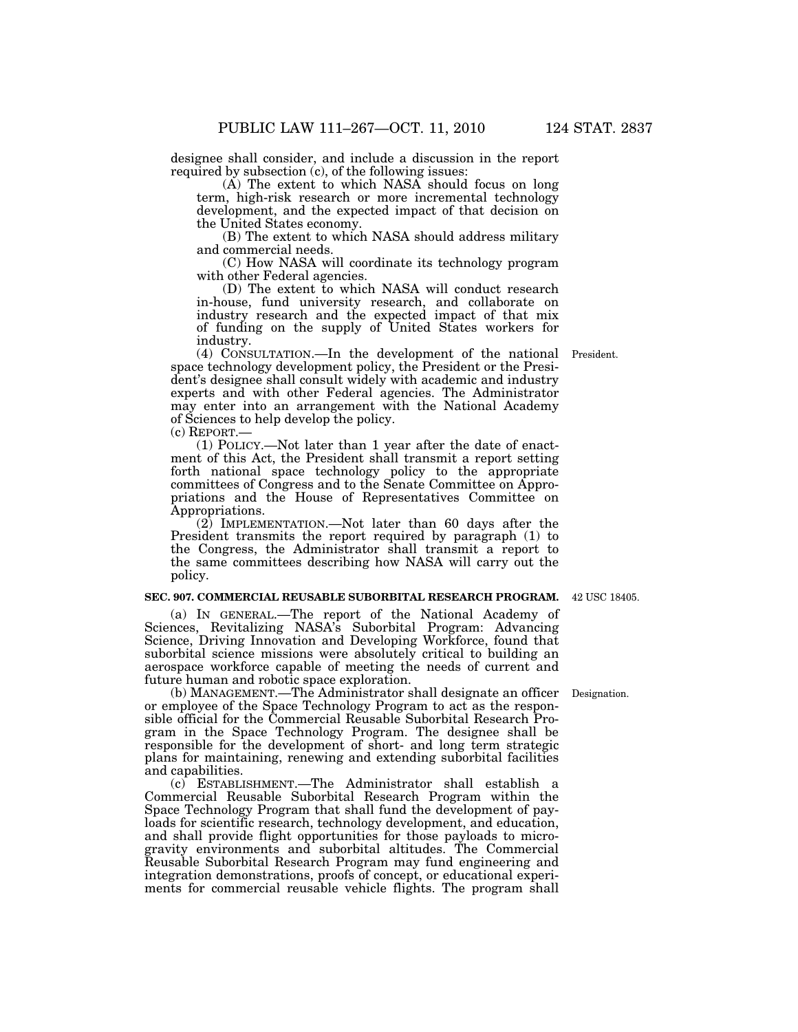designee shall consider, and include a discussion in the report required by subsection (c), of the following issues:

(A) The extent to which NASA should focus on long term, high-risk research or more incremental technology development, and the expected impact of that decision on the United States economy.

(B) The extent to which NASA should address military and commercial needs.

(C) How NASA will coordinate its technology program with other Federal agencies.

(D) The extent to which NASA will conduct research in-house, fund university research, and collaborate on industry research and the expected impact of that mix of funding on the supply of United States workers for industry.

(4) CONSULTATION.—In the development of the national space technology development policy, the President or the President's designee shall consult widely with academic and industry experts and with other Federal agencies. The Administrator may enter into an arrangement with the National Academy of Sciences to help develop the policy.

President.

(c) REPORT.—

(1) POLICY.—Not later than 1 year after the date of enactment of this Act, the President shall transmit a report setting forth national space technology policy to the appropriate committees of Congress and to the Senate Committee on Appropriations and the House of Representatives Committee on Appropriations.

(2) IMPLEMENTATION.—Not later than 60 days after the President transmits the report required by paragraph (1) to the Congress, the Administrator shall transmit a report to the same committees describing how NASA will carry out the policy.

**SEC. 907. COMMERCIAL REUSABLE SUBORBITAL RESEARCH PROGRAM.**

42 USC 18405.

(a) IN GENERAL.—The report of the National Academy of Sciences, Revitalizing NASA's Suborbital Program: Advancing Science, Driving Innovation and Developing Workforce, found that suborbital science missions were absolutely critical to building an aerospace workforce capable of meeting the needs of current and future human and robotic space exploration.

(b) MANAGEMENT.—The Administrator shall designate an officer or employee of the Space Technology Program to act as the responsible official for the Commercial Reusable Suborbital Research Program in the Space Technology Program. The designee shall be responsible for the development of short- and long term strategic plans for maintaining, renewing and extending suborbital facilities and capabilities.

Designation.

(c) ESTABLISHMENT.—The Administrator shall establish a Commercial Reusable Suborbital Research Program within the Space Technology Program that shall fund the development of payloads for scientific research, technology development, and education, and shall provide flight opportunities for those payloads to microgravity environments and suborbital altitudes. The Commercial Reusable Suborbital Research Program may fund engineering and integration demonstrations, proofs of concept, or educational experiments for commercial reusable vehicle flights. The program shall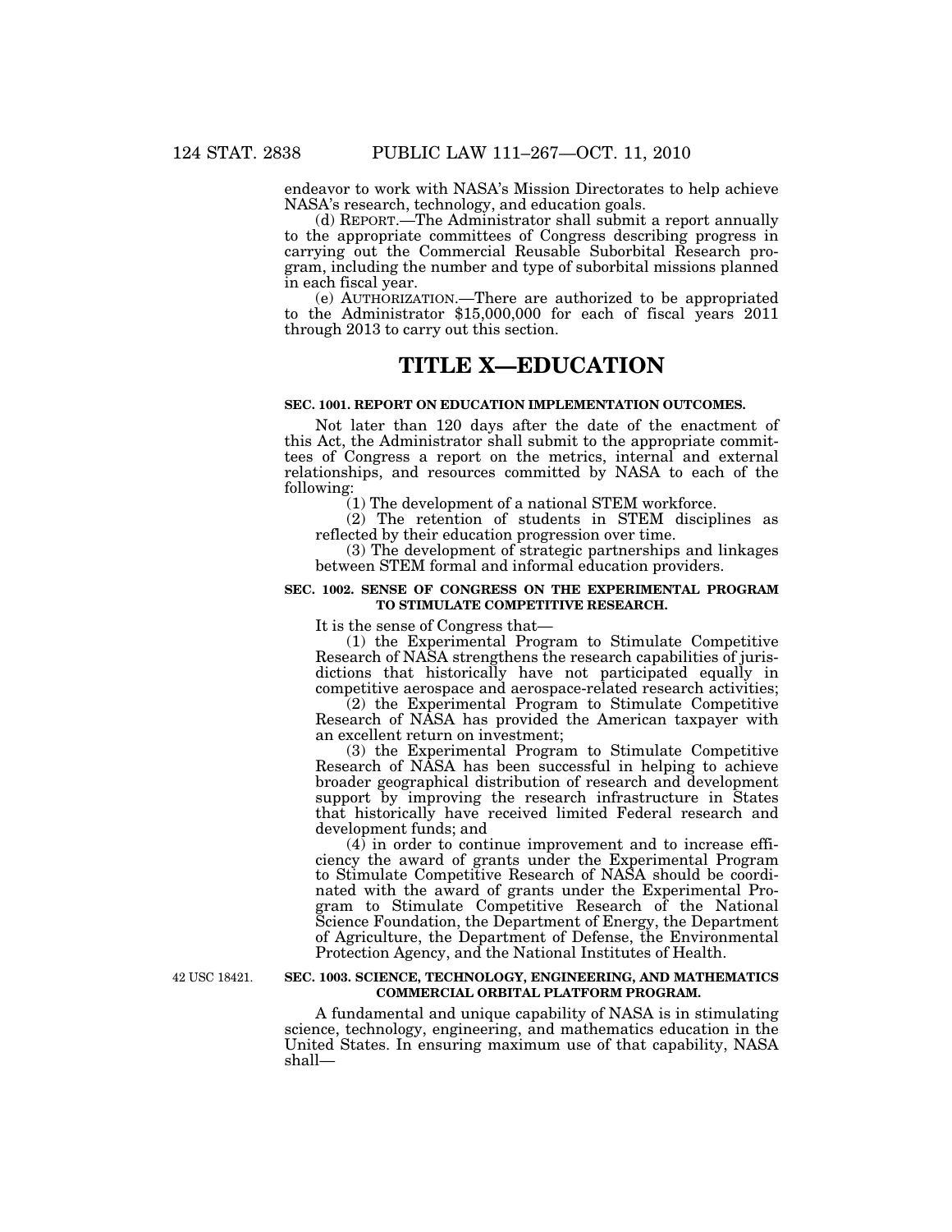endeavor to work with NASA's Mission Directorates to help achieve NASA's research, technology, and education goals.

(d) REPORT.—The Administrator shall submit a report annually to the appropriate committees of Congress describing progress in carrying out the Commercial Reusable Suborbital Research program, including the number and type of suborbital missions planned in each fiscal year.

(e) AUTHORIZATION.—There are authorized to be appropriated to the Administrator $15,000,000 for each of fiscal years 2011 through 2013 to carry out this section.

# TITLE X—EDUCATION

**SEC. 1001. REPORT ON EDUCATION IMPLEMENTATION OUTCOMES.**

Not later than 120 days after the date of the enactment of this Act, the Administrator shall submit to the appropriate committees of Congress a report on the metrics, internal and external relationships, and resources committed by NASA to each of the following:

(1) The development of a national STEM workforce.

(2) The retention of students in STEM disciplines as reflected by their education progression over time.

(3) The development of strategic partnerships and linkages between STEM formal and informal education providers.

**SEC. 1002. SENSE OF CONGRESS ON THE EXPERIMENTAL PROGRAM TO STIMULATE COMPETITIVE RESEARCH.**

It is the sense of Congress that—

(1) the Experimental Program to Stimulate Competitive Research of NASA strengthens the research capabilities of jurisdictions that historically have not participated equally in competitive aerospace and aerospace-related research activities;

(2) the Experimental Program to Stimulate Competitive Research of NASA has provided the American taxpayer with an excellent return on investment;

(3) the Experimental Program to Stimulate Competitive Research of NASA has been successful in helping to achieve broader geographical distribution of research and development support by improving the research infrastructure in States that historically have received limited Federal research and development funds; and

(4) in order to continue improvement and to increase efficiency the award of grants under the Experimental Program to Stimulate Competitive Research of NASA should be coordinated with the award of grants under the Experimental Program to Stimulate Competitive Research of the National Science Foundation, the Department of Energy, the Department of Agriculture, the Department of Defense, the Environmental Protection Agency, and the National Institutes of Health.

42 USC 18421.

**SEC. 1003. SCIENCE, TECHNOLOGY, ENGINEERING, AND MATHEMATICS COMMERCIAL ORBITAL PLATFORM PROGRAM.**

A fundamental and unique capability of NASA is in stimulating science, technology, engineering, and mathematics education in the United States. In ensuring maximum use of that capability, NASA shall—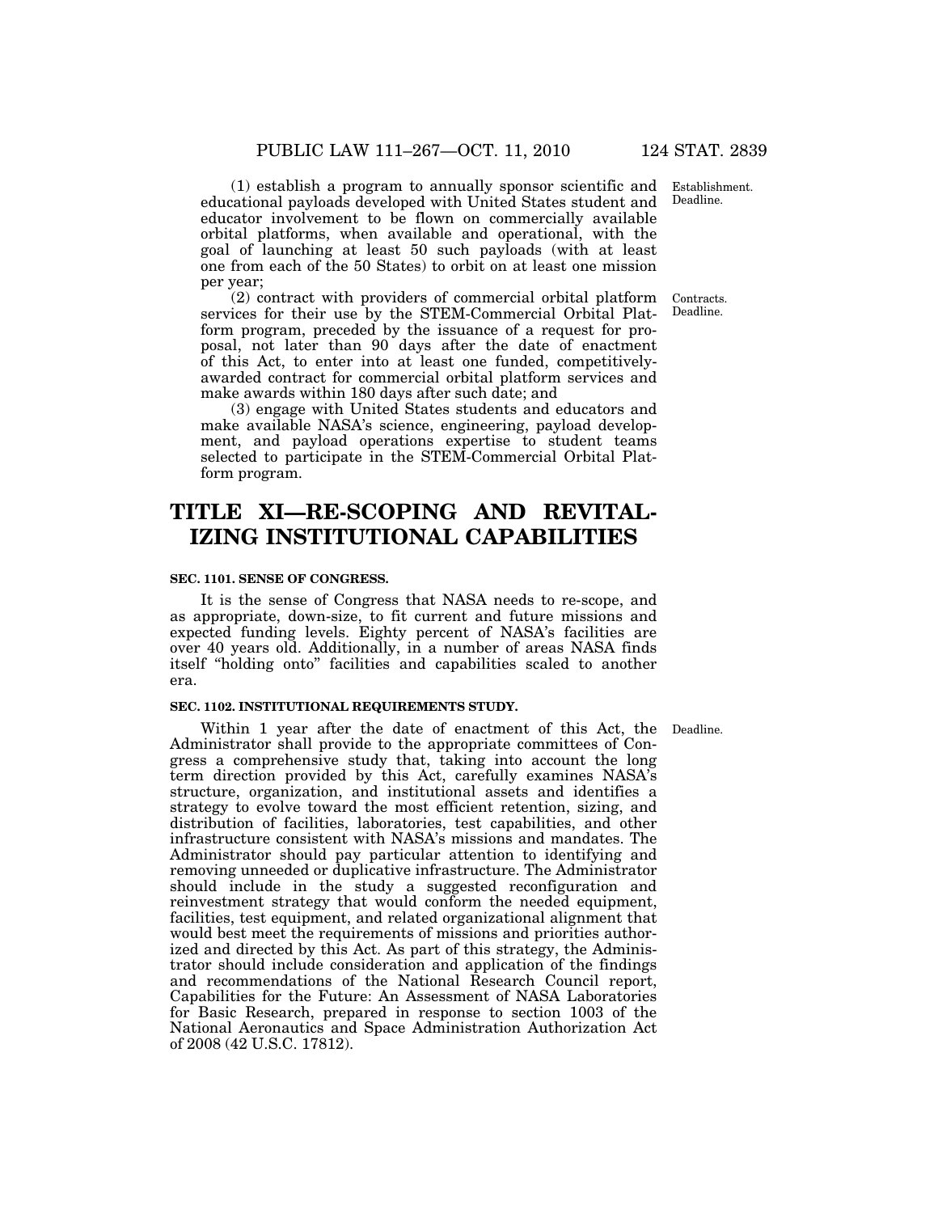(1) establish a program to annually sponsor scientific and educational payloads developed with United States student and educator involvement to be flown on commercially available orbital platforms, when available and operational, with the goal of launching at least 50 such payloads (with at least one from each of the 50 States) to orbit on at least one mission per year;

(2) contract with providers of commercial orbital platform services for their use by the STEM-Commercial Orbital Platform program, preceded by the issuance of a request for proposal, not later than 90 days after the date of enactment of this Act, to enter into at least one funded, competitively-awarded contract for commercial orbital platform services and make awards within 180 days after such date; and

(3) engage with United States students and educators and make available NASA's science, engineering, payload development, and payload operations expertise to student teams selected to participate in the STEM-Commercial Orbital Platform program.

# TITLE XI—RE-SCOPING AND REVITALIZING INSTITUTIONAL CAPABILITIES

### SEC. 1101. SENSE OF CONGRESS.

It is the sense of Congress that NASA needs to re-scope, and as appropriate, down-size, to fit current and future missions and expected funding levels. Eighty percent of NASA's facilities are over 40 years old. Additionally, in a number of areas NASA finds itself "holding onto" facilities and capabilities scaled to another era.

### SEC. 1102. INSTITUTIONAL REQUIREMENTS STUDY.

Within 1 year after the date of enactment of this Act, the Administrator shall provide to the appropriate committees of Congress a comprehensive study that, taking into account the long term direction provided by this Act, carefully examines NASA's structure, organization, and institutional assets and identifies a strategy to evolve toward the most efficient retention, sizing, and distribution of facilities, laboratories, test capabilities, and other infrastructure consistent with NASA's missions and mandates. The Administrator should pay particular attention to identifying and removing unneeded or duplicative infrastructure. The Administrator should include in the study a suggested reconfiguration and reinvestment strategy that would conform the needed equipment, facilities, test equipment, and related organizational alignment that would best meet the requirements of missions and priorities authorized and directed by this Act. As part of this strategy, the Administrator should include consideration and application of the findings and recommendations of the National Research Council report, Capabilities for the Future: An Assessment of NASA Laboratories for Basic Research, prepared in response to section 1003 of the National Aeronautics and Space Administration Authorization Act of 2008 (42 U.S.C. 17812).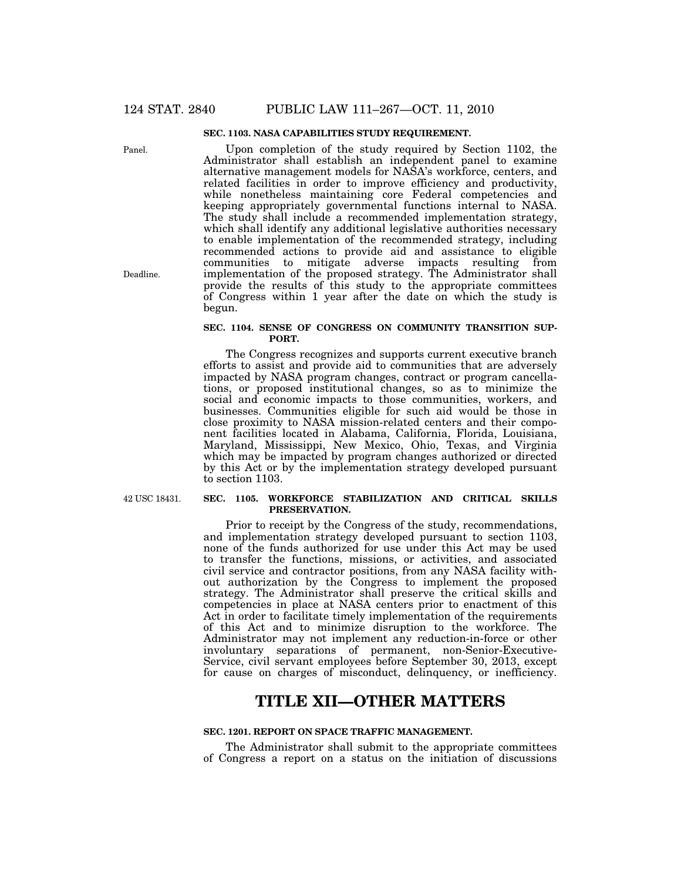**SEC. 1103. NASA CAPABILITIES STUDY REQUIREMENT.**

Panel.

Upon completion of the study required by Section 1102, the Administrator shall establish an independent panel to examine alternative management models for NASA's workforce, centers, and related facilities in order to improve efficiency and productivity, while nonetheless maintaining core Federal competencies and keeping appropriately governmental functions internal to NASA. The study shall include a recommended implementation strategy, which shall identify any additional legislative authorities necessary to enable implementation of the recommended strategy, including recommended actions to provide aid and assistance to eligible communities to mitigate adverse impacts resulting from implementation of the proposed strategy. The Administrator shall provide the results of this study to the appropriate committees of Congress within 1 year after the date on which the study is begun.

Deadline.

**SEC. 1104. SENSE OF CONGRESS ON COMMUNITY TRANSITION SUPPORT.**

The Congress recognizes and supports current executive branch efforts to assist and provide aid to communities that are adversely impacted by NASA program changes, contract or program cancellations, or proposed institutional changes, so as to minimize the social and economic impacts to those communities, workers, and businesses. Communities eligible for such aid would be those in close proximity to NASA mission-related centers and their component facilities located in Alabama, California, Florida, Louisiana, Maryland, Mississippi, New Mexico, Ohio, Texas, and Virginia which may be impacted by program changes authorized or directed by this Act or by the implementation strategy developed pursuant to section 1103.

42 USC 18431.

**SEC. 1105. WORKFORCE STABILIZATION AND CRITICAL SKILLS PRESERVATION.**

Prior to receipt by the Congress of the study, recommendations, and implementation strategy developed pursuant to section 1103, none of the funds authorized for use under this Act may be used to transfer the functions, missions, or activities, and associated civil service and contractor positions, from any NASA facility without authorization by the Congress to implement the proposed strategy. The Administrator shall preserve the critical skills and competencies in place at NASA centers prior to enactment of this Act in order to facilitate timely implementation of the requirements of this Act and to minimize disruption to the workforce. The Administrator may not implement any reduction-in-force or other involuntary separations of permanent, non-Senior-Executive-Service, civil servant employees before September 30, 2013, except for cause on charges of misconduct, delinquency, or inefficiency.

# TITLE XII—OTHER MATTERS

**SEC. 1201. REPORT ON SPACE TRAFFIC MANAGEMENT.**

The Administrator shall submit to the appropriate committees of Congress a report on a status on the initiation of discussions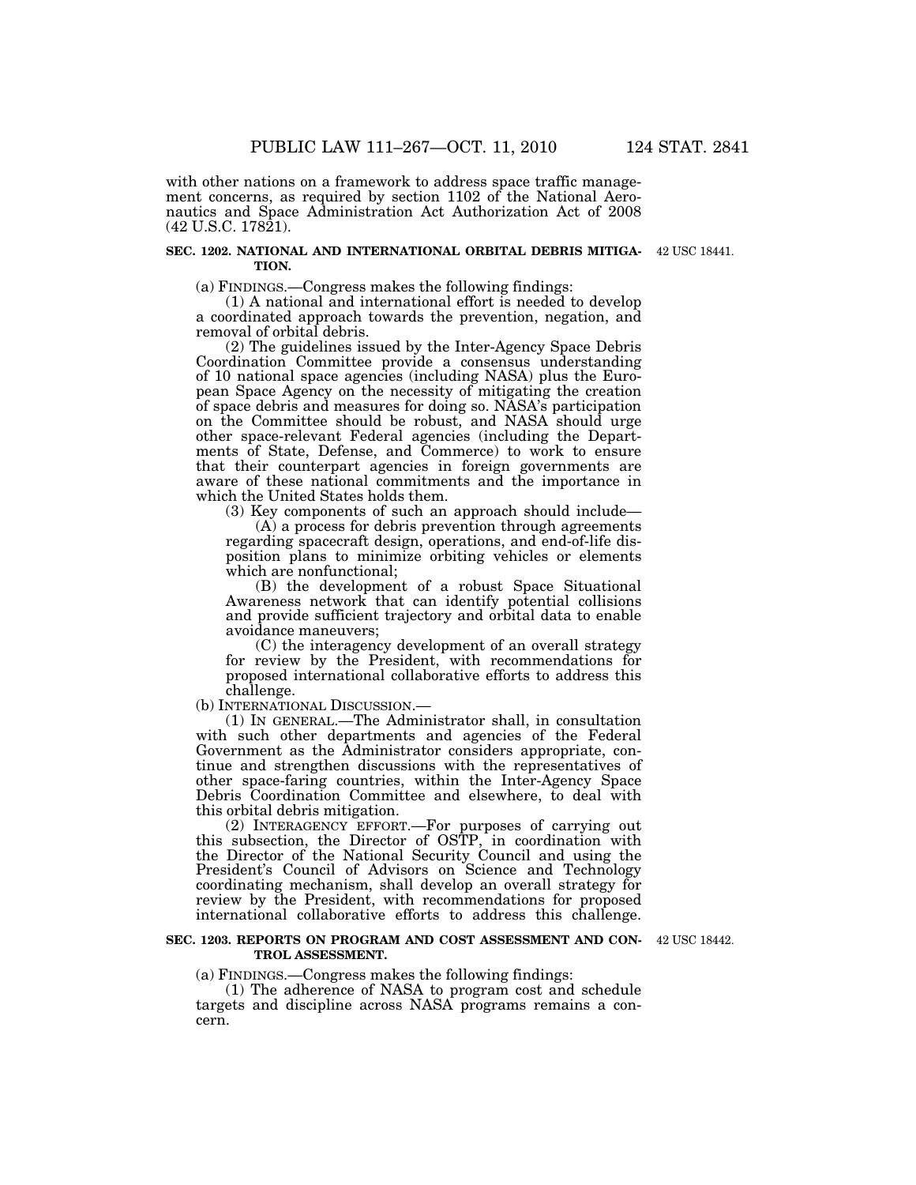with other nations on a framework to address space traffic management concerns, as required by section 1102 of the National Aeronautics and Space Administration Act Authorization Act of 2008 (42 U.S.C. 17821).

### SEC. 1202. NATIONAL AND INTERNATIONAL ORBITAL DEBRIS MITIGATION.

42 USC 18441.

(a) FINDINGS.—Congress makes the following findings:

(1) A national and international effort is needed to develop a coordinated approach towards the prevention, negation, and removal of orbital debris.

(2) The guidelines issued by the Inter-Agency Space Debris Coordination Committee provide a consensus understanding of 10 national space agencies (including NASA) plus the European Space Agency on the necessity of mitigating the creation of space debris and measures for doing so. NASA's participation on the Committee should be robust, and NASA should urge other space-relevant Federal agencies (including the Departments of State, Defense, and Commerce) to work to ensure that their counterpart agencies in foreign governments are aware of these national commitments and the importance in which the United States holds them.

(3) Key components of such an approach should include—

(A) a process for debris prevention through agreements regarding spacecraft design, operations, and end-of-life disposition plans to minimize orbiting vehicles or elements which are nonfunctional;

(B) the development of a robust Space Situational Awareness network that can identify potential collisions and provide sufficient trajectory and orbital data to enable avoidance maneuvers;

(C) the interagency development of an overall strategy for review by the President, with recommendations for proposed international collaborative efforts to address this challenge.

(b) INTERNATIONAL DISCUSSION.—

(1) IN GENERAL.—The Administrator shall, in consultation with such other departments and agencies of the Federal Government as the Administrator considers appropriate, continue and strengthen discussions with the representatives of other space-faring countries, within the Inter-Agency Space Debris Coordination Committee and elsewhere, to deal with this orbital debris mitigation.

(2) INTERAGENCY EFFORT.—For purposes of carrying out this subsection, the Director of OSTP, in coordination with the Director of the National Security Council and using the President's Council of Advisors on Science and Technology coordinating mechanism, shall develop an overall strategy for review by the President, with recommendations for proposed international collaborative efforts to address this challenge.

### SEC. 1203. REPORTS ON PROGRAM AND COST ASSESSMENT AND CONTROL ASSESSMENT.

42 USC 18442.

(a) FINDINGS.—Congress makes the following findings:

(1) The adherence of NASA to program cost and schedule targets and discipline across NASA programs remains a concern.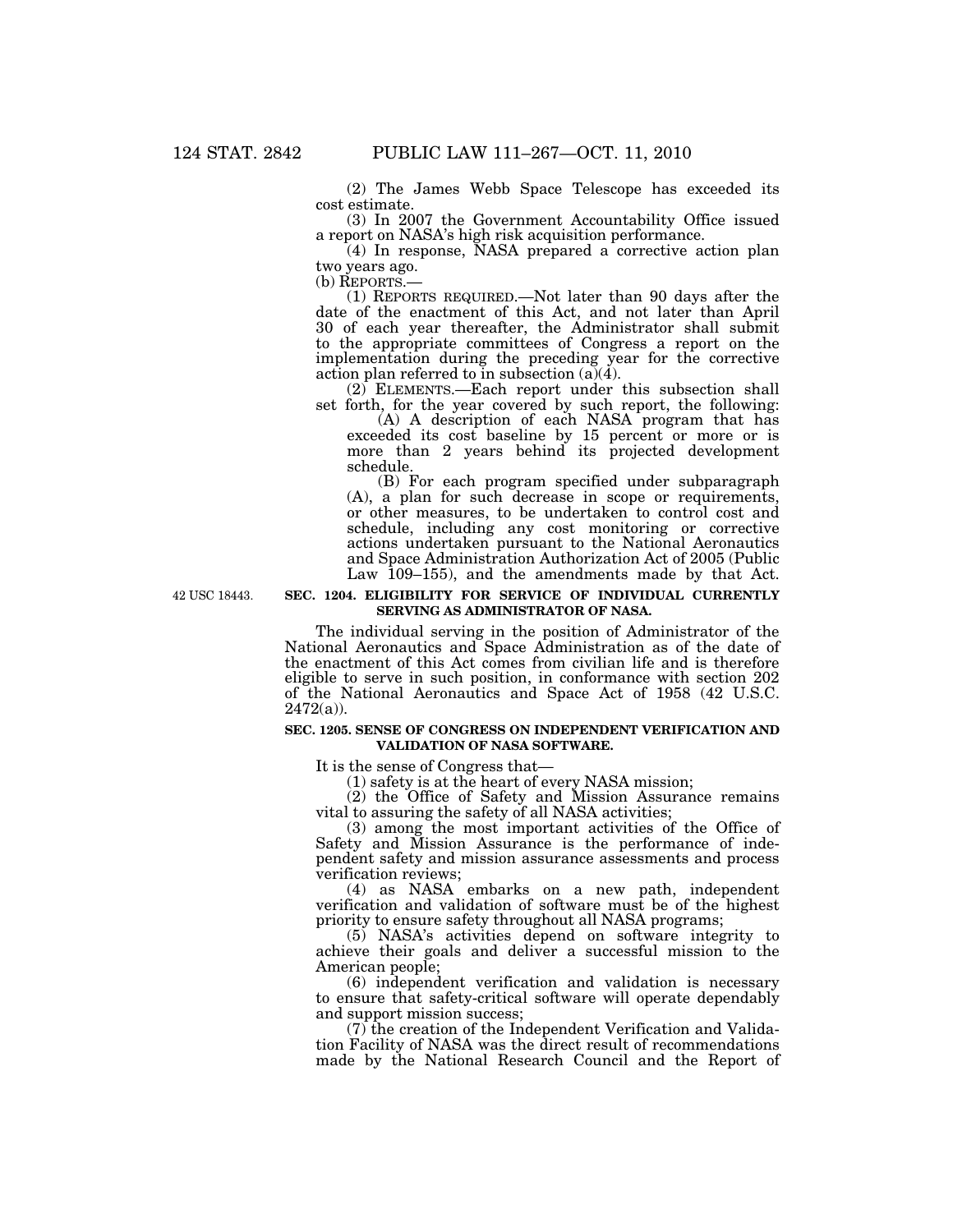(2) The James Webb Space Telescope has exceeded its cost estimate.

(3) In 2007 the Government Accountability Office issued a report on NASA's high risk acquisition performance.

(4) In response, NASA prepared a corrective action plan two years ago.

(b) REPORTS.—

(1) REPORTS REQUIRED.—Not later than 90 days after the date of the enactment of this Act, and not later than April 30 of each year thereafter, the Administrator shall submit to the appropriate committees of Congress a report on the implementation during the preceding year for the corrective action plan referred to in subsection (a)(4).

(2) ELEMENTS.—Each report under this subsection shall set forth, for the year covered by such report, the following:

(A) A description of each NASA program that has exceeded its cost baseline by 15 percent or more or is more than 2 years behind its projected development schedule.

(B) For each program specified under subparagraph (A), a plan for such decrease in scope or requirements, or other measures, to be undertaken to control cost and schedule, including any cost monitoring or corrective actions undertaken pursuant to the National Aeronautics and Space Administration Authorization Act of 2005 (Public Law 109–155), and the amendments made by that Act.

42 USC 18443.

### SEC. 1204. ELIGIBILITY FOR SERVICE OF INDIVIDUAL CURRENTLY SERVING AS ADMINISTRATOR OF NASA.

The individual serving in the position of Administrator of the National Aeronautics and Space Administration as of the date of the enactment of this Act comes from civilian life and is therefore eligible to serve in such position, in conformance with section 202 of the National Aeronautics and Space Act of 1958 (42 U.S.C. 2472(a)).

### SEC. 1205. SENSE OF CONGRESS ON INDEPENDENT VERIFICATION AND VALIDATION OF NASA SOFTWARE.

It is the sense of Congress that—

(1) safety is at the heart of every NASA mission;

(2) the Office of Safety and Mission Assurance remains vital to assuring the safety of all NASA activities;

(3) among the most important activities of the Office of Safety and Mission Assurance is the performance of independent safety and mission assurance assessments and process verification reviews;

(4) as NASA embarks on a new path, independent verification and validation of software must be of the highest priority to ensure safety throughout all NASA programs;

(5) NASA's activities depend on software integrity to achieve their goals and deliver a successful mission to the American people;

(6) independent verification and validation is necessary to ensure that safety-critical software will operate dependably and support mission success;

(7) the creation of the Independent Verification and Validation Facility of NASA was the direct result of recommendations made by the National Research Council and the Report of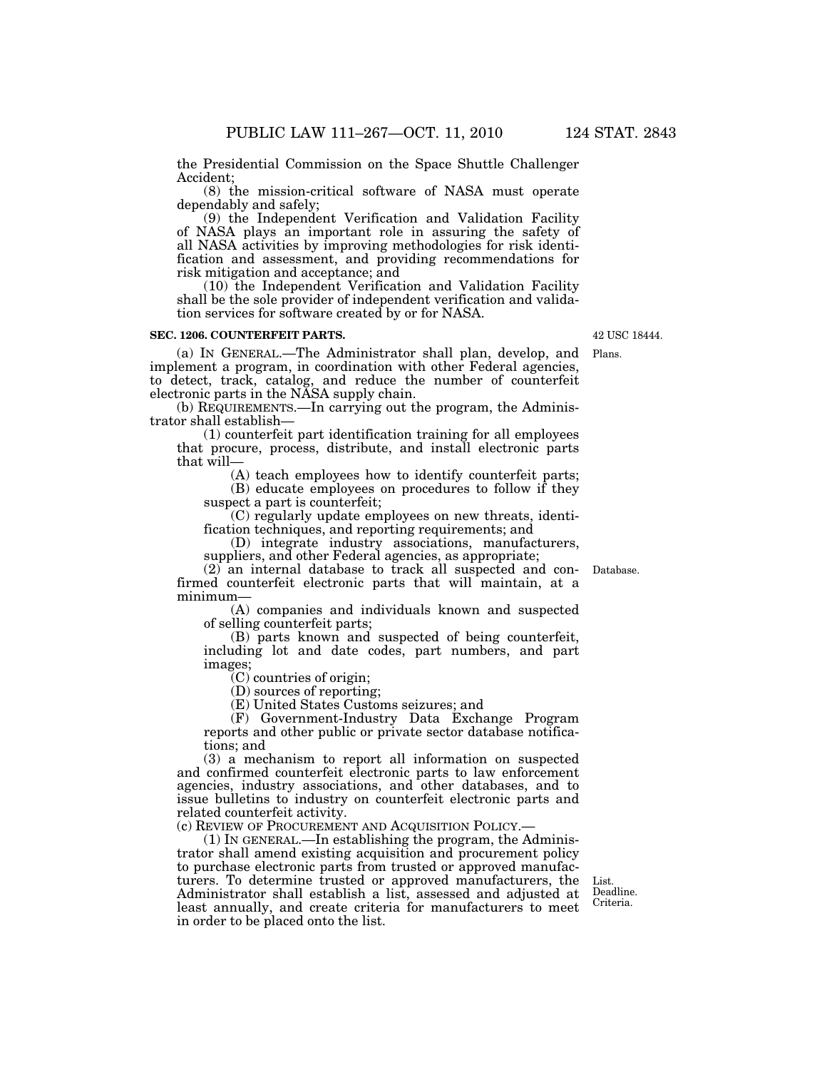the Presidential Commission on the Space Shuttle Challenger Accident;

(8) the mission-critical software of NASA must operate dependably and safely;

(9) the Independent Verification and Validation Facility of NASA plays an important role in assuring the safety of all NASA activities by improving methodologies for risk identification and assessment, and providing recommendations for risk mitigation and acceptance; and

(10) the Independent Verification and Validation Facility shall be the sole provider of independent verification and validation services for software created by or for NASA.

**SEC. 1206. COUNTERFEIT PARTS.**

42 USC 18444.

(a) IN GENERAL.—The Administrator shall plan, develop, and implement a program, in coordination with other Federal agencies, to detect, track, catalog, and reduce the number of counterfeit electronic parts in the NASA supply chain.

Plans.

(b) REQUIREMENTS.—In carrying out the program, the Administrator shall establish—

(1) counterfeit part identification training for all employees that procure, process, distribute, and install electronic parts that will—

(A) teach employees how to identify counterfeit parts;

(B) educate employees on procedures to follow if they suspect a part is counterfeit;

(C) regularly update employees on new threats, identification techniques, and reporting requirements; and

(D) integrate industry associations, manufacturers, suppliers, and other Federal agencies, as appropriate;

(2) an internal database to track all suspected and confirmed counterfeit electronic parts that will maintain, at a minimum—

Database.

(A) companies and individuals known and suspected of selling counterfeit parts;

(B) parts known and suspected of being counterfeit, including lot and date codes, part numbers, and part images;

(C) countries of origin;

(D) sources of reporting;

(E) United States Customs seizures; and

(F) Government-Industry Data Exchange Program reports and other public or private sector database notifications; and

(3) a mechanism to report all information on suspected and confirmed counterfeit electronic parts to law enforcement agencies, industry associations, and other databases, and to issue bulletins to industry on counterfeit electronic parts and related counterfeit activity.

(c) REVIEW OF PROCUREMENT AND ACQUISITION POLICY.—

(1) IN GENERAL.—In establishing the program, the Administrator shall amend existing acquisition and procurement policy to purchase electronic parts from trusted or approved manufacturers. To determine trusted or approved manufacturers, the Administrator shall establish a list, assessed and adjusted at least annually, and create criteria for manufacturers to meet in order to be placed onto the list.

List.
Deadline.
Criteria.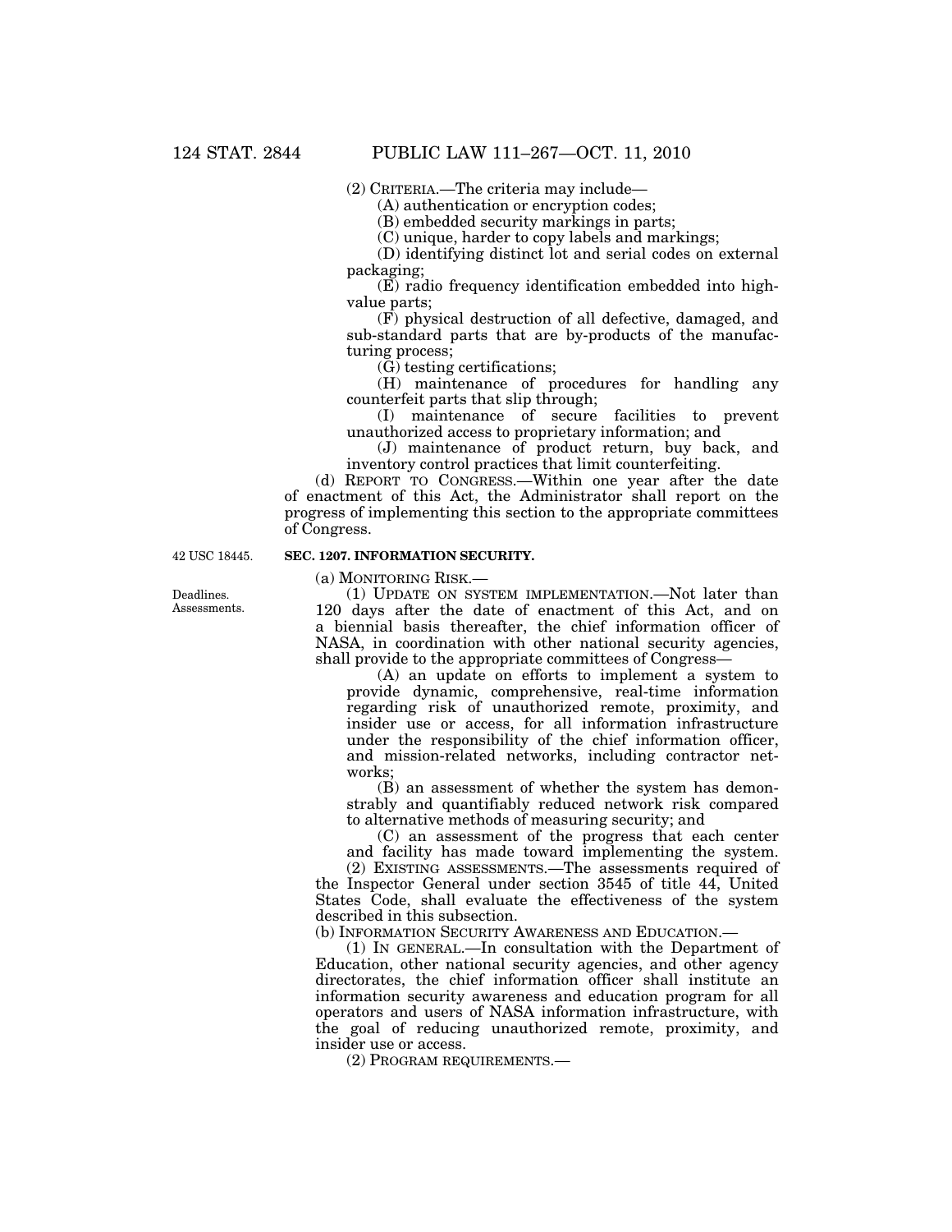(2) CRITERIA.—The criteria may include—

(A) authentication or encryption codes;

(B) embedded security markings in parts;

(C) unique, harder to copy labels and markings;

(D) identifying distinct lot and serial codes on external packaging;

(E) radio frequency identification embedded into high-value parts;

(F) physical destruction of all defective, damaged, and sub-standard parts that are by-products of the manufacturing process;

(G) testing certifications;

(H) maintenance of procedures for handling any counterfeit parts that slip through;

(I) maintenance of secure facilities to prevent unauthorized access to proprietary information; and

(J) maintenance of product return, buy back, and inventory control practices that limit counterfeiting.

(d) REPORT TO CONGRESS.—Within one year after the date of enactment of this Act, the Administrator shall report on the progress of implementing this section to the appropriate committees of Congress.

42 USC 18445.

**SEC. 1207. INFORMATION SECURITY.**

(a) MONITORING RISK.—

Deadlines. Assessments.

(1) UPDATE ON SYSTEM IMPLEMENTATION.—Not later than 120 days after the date of enactment of this Act, and on a biennial basis thereafter, the chief information officer of NASA, in coordination with other national security agencies, shall provide to the appropriate committees of Congress—

(A) an update on efforts to implement a system to provide dynamic, comprehensive, real-time information regarding risk of unauthorized remote, proximity, and insider use or access, for all information infrastructure under the responsibility of the chief information officer, and mission-related networks, including contractor networks;

(B) an assessment of whether the system has demonstrably and quantifiably reduced network risk compared to alternative methods of measuring security; and

(C) an assessment of the progress that each center and facility has made toward implementing the system.

(2) EXISTING ASSESSMENTS.—The assessments required of the Inspector General under section 3545 of title 44, United States Code, shall evaluate the effectiveness of the system described in this subsection.

(b) INFORMATION SECURITY AWARENESS AND EDUCATION.—

(1) IN GENERAL.—In consultation with the Department of Education, other national security agencies, and other agency directorates, the chief information officer shall institute an information security awareness and education program for all operators and users of NASA information infrastructure, with the goal of reducing unauthorized remote, proximity, and insider use or access.

(2) PROGRAM REQUIREMENTS.—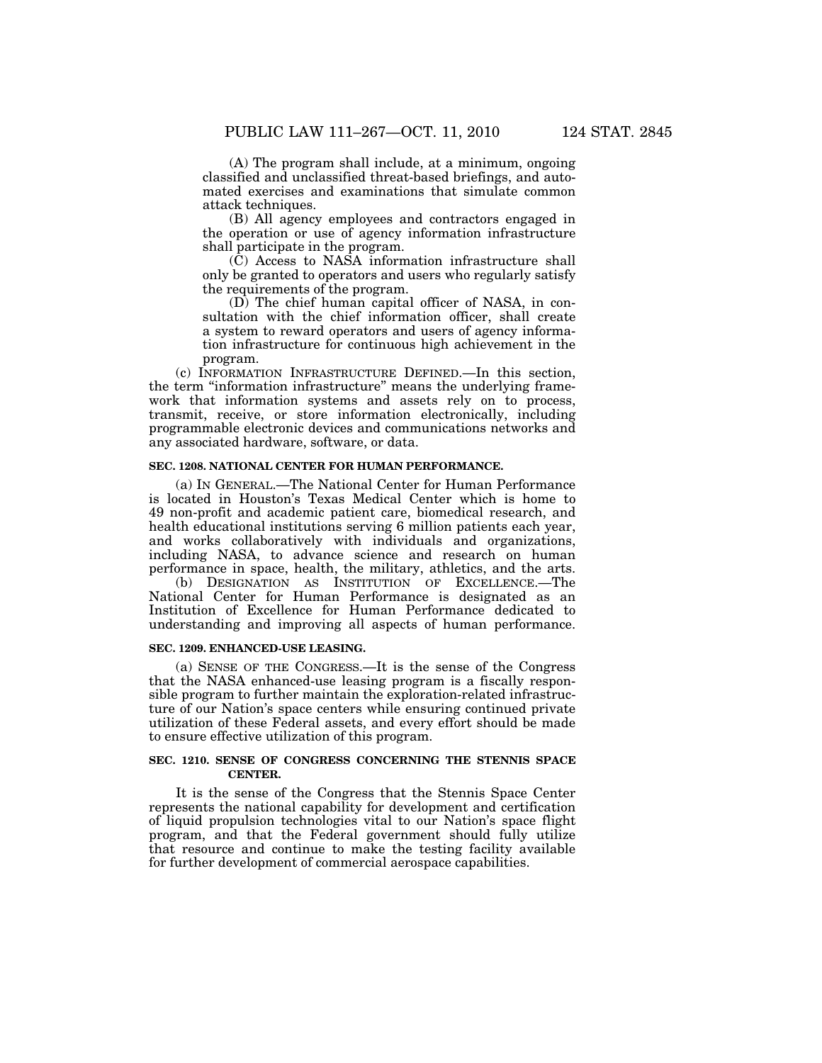(A) The program shall include, at a minimum, ongoing classified and unclassified threat-based briefings, and automated exercises and examinations that simulate common attack techniques.

(B) All agency employees and contractors engaged in the operation or use of agency information infrastructure shall participate in the program.

(C) Access to NASA information infrastructure shall only be granted to operators and users who regularly satisfy the requirements of the program.

(D) The chief human capital officer of NASA, in consultation with the chief information officer, shall create a system to reward operators and users of agency information infrastructure for continuous high achievement in the program.

(c) INFORMATION INFRASTRUCTURE DEFINED.—In this section, the term "information infrastructure" means the underlying framework that information systems and assets rely on to process, transmit, receive, or store information electronically, including programmable electronic devices and communications networks and any associated hardware, software, or data.

**SEC. 1208. NATIONAL CENTER FOR HUMAN PERFORMANCE.**

(a) IN GENERAL.—The National Center for Human Performance is located in Houston's Texas Medical Center which is home to 49 non-profit and academic patient care, biomedical research, and health educational institutions serving 6 million patients each year, and works collaboratively with individuals and organizations, including NASA, to advance science and research on human performance in space, health, the military, athletics, and the arts.

(b) DESIGNATION AS INSTITUTION OF EXCELLENCE.—The National Center for Human Performance is designated as an Institution of Excellence for Human Performance dedicated to understanding and improving all aspects of human performance.

**SEC. 1209. ENHANCED-USE LEASING.**

(a) SENSE OF THE CONGRESS.—It is the sense of the Congress that the NASA enhanced-use leasing program is a fiscally responsible program to further maintain the exploration-related infrastructure of our Nation's space centers while ensuring continued private utilization of these Federal assets, and every effort should be made to ensure effective utilization of this program.

**SEC. 1210. SENSE OF CONGRESS CONCERNING THE STENNIS SPACE CENTER.**

It is the sense of the Congress that the Stennis Space Center represents the national capability for development and certification of liquid propulsion technologies vital to our Nation's space flight program, and that the Federal government should fully utilize that resource and continue to make the testing facility available for further development of commercial aerospace capabilities.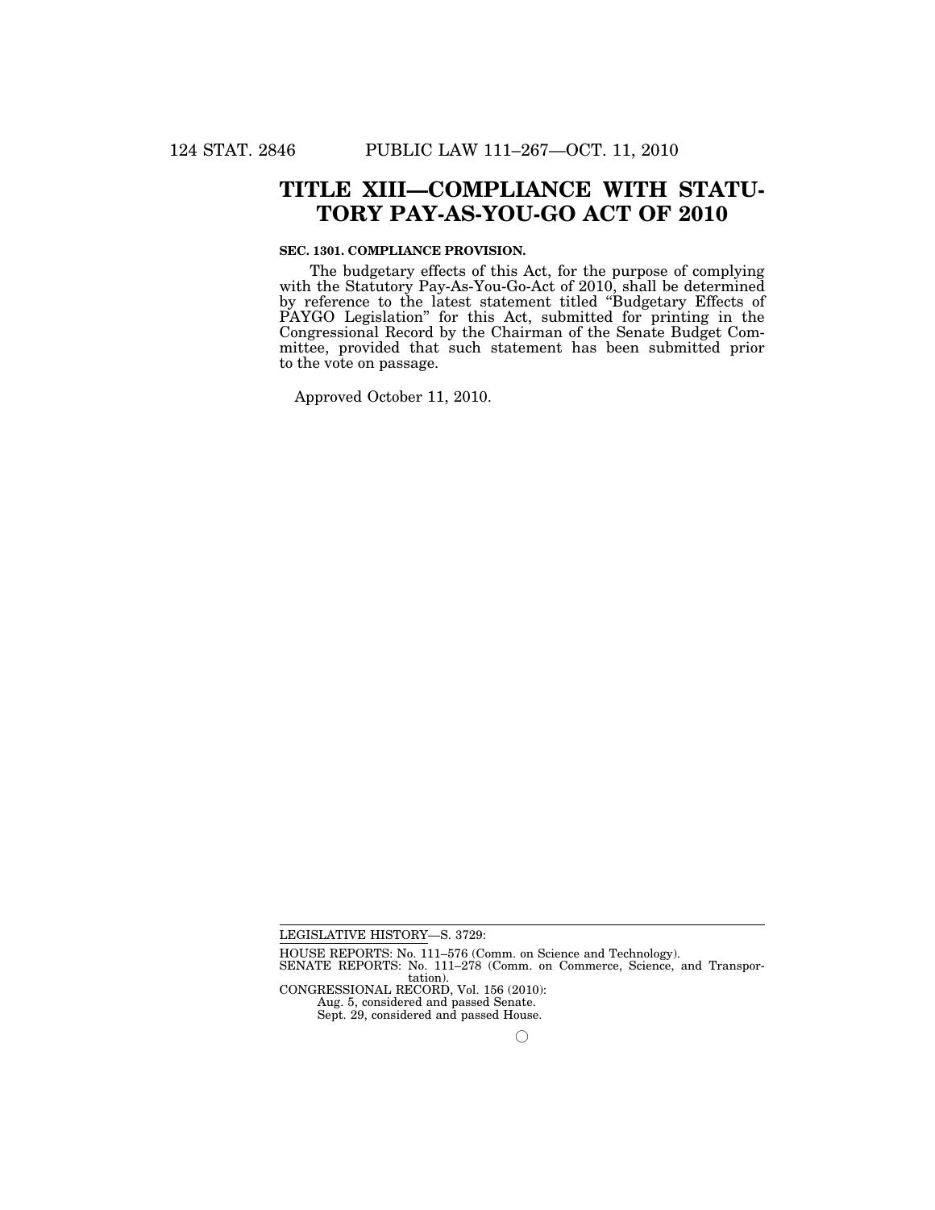# TITLE XIII—COMPLIANCE WITH STATUTORY PAY-AS-YOU-GO ACT OF 2010

**SEC. 1301. COMPLIANCE PROVISION.**

The budgetary effects of this Act, for the purpose of complying with the Statutory Pay-As-You-Go-Act of 2010, shall be determined by reference to the latest statement titled "Budgetary Effects of PAYGO Legislation" for this Act, submitted for printing in the Congressional Record by the Chairman of the Senate Budget Committee, provided that such statement has been submitted prior to the vote on passage.

Approved October 11, 2010.

---

LEGISLATIVE HISTORY—S. 3729:

HOUSE REPORTS: No. 111–576 (Comm. on Science and Technology).
SENATE REPORTS: No. 111–278 (Comm. on Commerce, Science, and Transportation).
CONGRESSIONAL RECORD, Vol. 156 (2010):
Aug. 5, considered and passed Senate.
Sept. 29, considered and passed House.